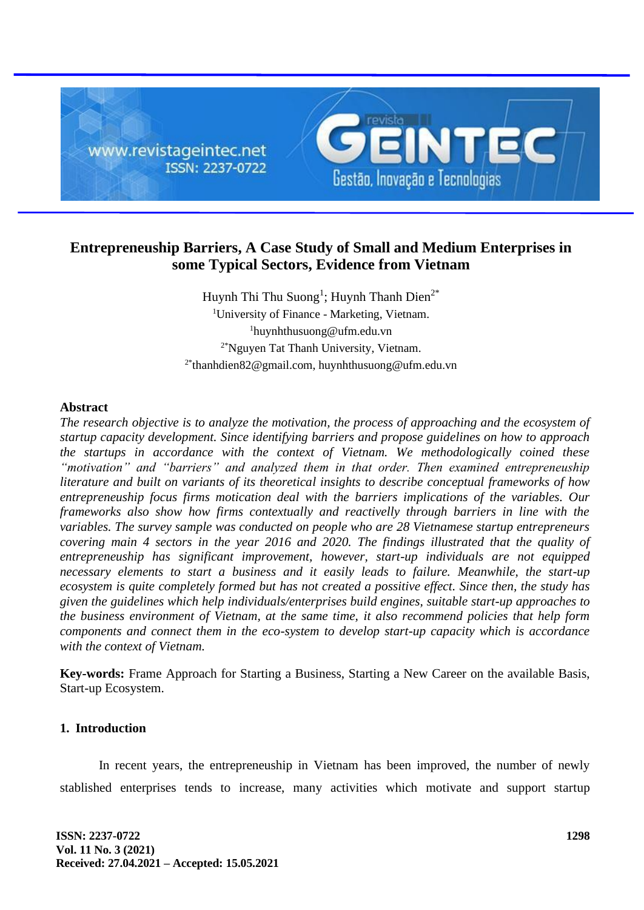# Entrepreneuship Barriers, A Case Study of Small and Medium Enterprises in some Typical Sectors, Evidence from Vietnam

Huynh Thi Thu Suong[1]; Huynh Thanh Dien[2*]

[1]University of Finance - Marketing, Vietnam.

[1]huynhthusuong@ufm.edu.vn

[2*]Nguyen Tat Thanh University, Vietnam.

[2*]thanhdien82@gmail.com, huynhthusuong@ufm.edu.vn

## Abstract

*The research objective is to analyze the motivation, the process of approaching and the ecosystem of startup capacity development. Since identifying barriers and propose guidelines on how to approach the startups in accordance with the context of Vietnam. We methodologically coined these "motivation" and "barriers" and analyzed them in that order. Then examined entrepreneurship literature and built on variants of its theoretical insights to describe conceptual frameworks of how entrepreneurship focus firms motication deal with the barriers implications of the variables. Our frameworks also show how firms contextually and reactivelly through barriers in line with the variables. The survey sample was conducted on people who are 28 Vietnamese startup entrepreneurs covering main 4 sectors in the year 2016 and 2020. The findings illustrated that the quality of entrepreneuship has significant improvement, however, start-up individuals are not equipped necessary elements to start a business and it easily leads to failure. Meanwhile, the start-up ecosystem is quite completely formed but has not created a possitive effect. Since then, the study has given the guidelines which help individuals/enterprises build engines, suitable start-up approaches to the business environment of Vietnam, at the same time, it also recommend policies that help form components and connect them in the eco-system to develop start-up capacity which is accordance with the context of Vietnam.*

**Key-words:** Frame Approach for Starting a Business, Starting a New Career on the available Basis, Start-up Ecosystem.

## 1. Introduction

In recent years, the entrepreneuship in Vietnam has been improved, the number of newly stablished enterprises tends to increase, many activities which motivate and support startup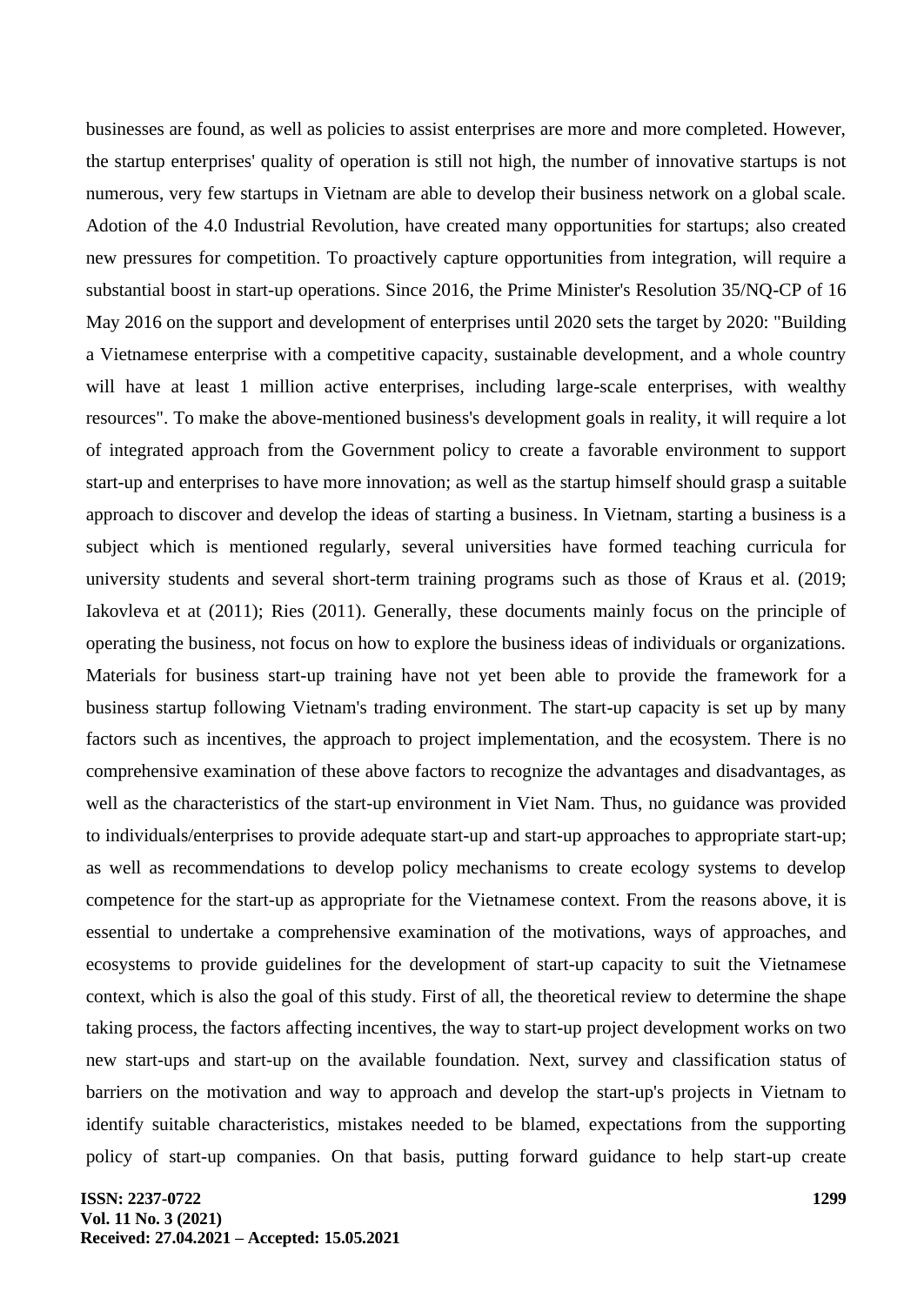businesses are found, as well as policies to assist enterprises are more and more completed. However, the startup enterprises' quality of operation is still not high, the number of innovative startups is not numerous, very few startups in Vietnam are able to develop their business network on a global scale. Adotion of the 4.0 Industrial Revolution, have created many opportunities for startups; also created new pressures for competition. To proactively capture opportunities from integration, will require a substantial boost in start-up operations. Since 2016, the Prime Minister's Resolution 35/NQ-CP of 16 May 2016 on the support and development of enterprises until 2020 sets the target by 2020: "Building a Vietnamese enterprise with a competitive capacity, sustainable development, and a whole country will have at least 1 million active enterprises, including large-scale enterprises, with wealthy resources". To make the above-mentioned business's development goals in reality, it will require a lot of integrated approach from the Government policy to create a favorable environment to support start-up and enterprises to have more innovation; as well as the startup himself should grasp a suitable approach to discover and develop the ideas of starting a business. In Vietnam, starting a business is a subject which is mentioned regularly, several universities have formed teaching curricula for university students and several short-term training programs such as those of Kraus et al. (2019; Iakovleva et at (2011); Ries (2011). Generally, these documents mainly focus on the principle of operating the business, not focus on how to explore the business ideas of individuals or organizations. Materials for business start-up training have not yet been able to provide the framework for a business startup following Vietnam's trading environment. The start-up capacity is set up by many factors such as incentives, the approach to project implementation, and the ecosystem. There is no comprehensive examination of these above factors to recognize the advantages and disadvantages, as well as the characteristics of the start-up environment in Viet Nam. Thus, no guidance was provided to individuals/enterprises to provide adequate start-up and start-up approaches to appropriate start-up; as well as recommendations to develop policy mechanisms to create ecology systems to develop competence for the start-up as appropriate for the Vietnamese context. From the reasons above, it is essential to undertake a comprehensive examination of the motivations, ways of approaches, and ecosystems to provide guidelines for the development of start-up capacity to suit the Vietnamese context, which is also the goal of this study. First of all, the theoretical review to determine the shape taking process, the factors affecting incentives, the way to start-up project development works on two new start-ups and start-up on the available foundation. Next, survey and classification status of barriers on the motivation and way to approach and develop the start-up's projects in Vietnam to identify suitable characteristics, mistakes needed to be blamed, expectations from the supporting policy of start-up companies. On that basis, putting forward guidance to help start-up create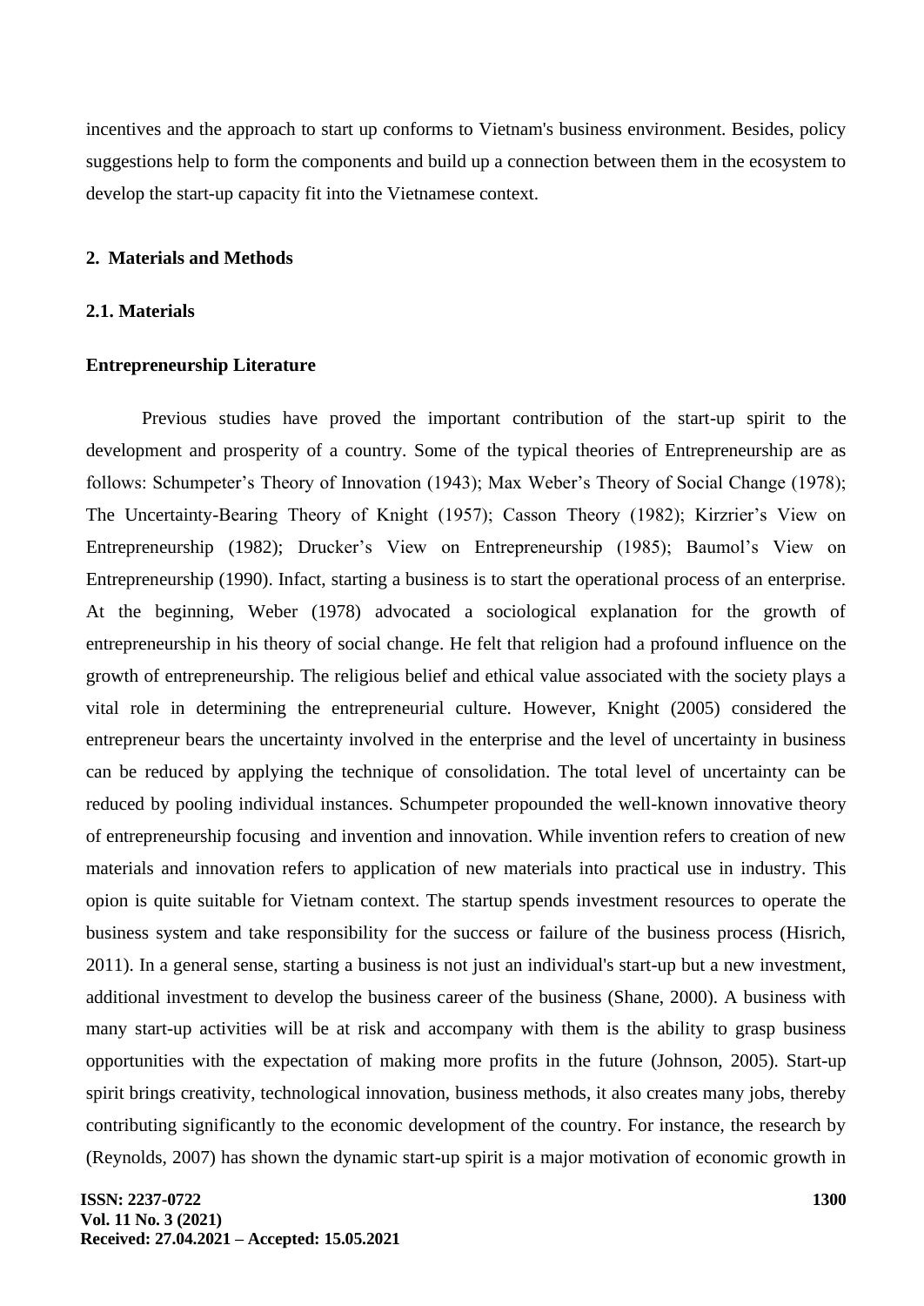incentives and the approach to start up conforms to Vietnam's business environment. Besides, policy suggestions help to form the components and build up a connection between them in the ecosystem to develop the start-up capacity fit into the Vietnamese context.

## 2. Materials and Methods

### 2.1. Materials

**Entrepreneurship Literature**

Previous studies have proved the important contribution of the start-up spirit to the development and prosperity of a country. Some of the typical theories of Entrepreneurship are as follows: Schumpeter's Theory of Innovation (1943); Max Weber's Theory of Social Change (1978); The Uncertainty-Bearing Theory of Knight (1957); Casson Theory (1982); Kirzrier's View on Entrepreneurship (1982); Drucker's View on Entrepreneurship (1985); Baumol's View on Entrepreneurship (1990). Infact, starting a business is to start the operational process of an enterprise. At the beginning, Weber (1978) advocated a sociological explanation for the growth of entrepreneurship in his theory of social change. He felt that religion had a profound influence on the growth of entrepreneurship. The religious belief and ethical value associated with the society plays a vital role in determining the entrepreneurial culture. However, Knight (2005) considered the entrepreneur bears the uncertainty involved in the enterprise and the level of uncertainty in business can be reduced by applying the technique of consolidation. The total level of uncertainty can be reduced by pooling individual instances. Schumpeter propounded the well-known innovative theory of entrepreneurship focusing and invention and innovation. While invention refers to creation of new materials and innovation refers to application of new materials into practical use in industry. This opion is quite suitable for Vietnam context. The startup spends investment resources to operate the business system and take responsibility for the success or failure of the business process (Hisrich, 2011). In a general sense, starting a business is not just an individual's start-up but a new investment, additional investment to develop the business career of the business (Shane, 2000). A business with many start-up activities will be at risk and accompany with them is the ability to grasp business opportunities with the expectation of making more profits in the future (Johnson, 2005). Start-up spirit brings creativity, technological innovation, business methods, it also creates many jobs, thereby contributing significantly to the economic development of the country. For instance, the research by (Reynolds, 2007) has shown the dynamic start-up spirit is a major motivation of economic growth in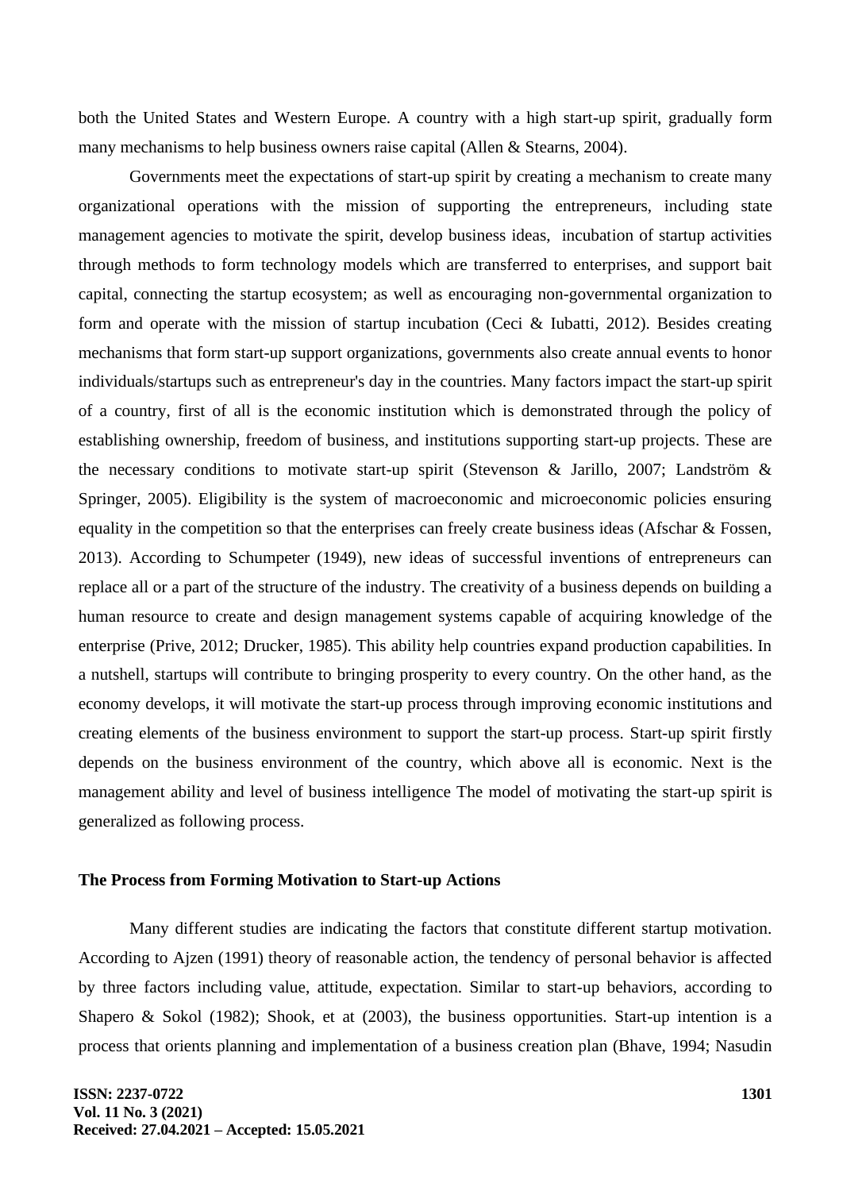both the United States and Western Europe. A country with a high start-up spirit, gradually form many mechanisms to help business owners raise capital (Allen & Stearns, 2004).

Governments meet the expectations of start-up spirit by creating a mechanism to create many organizational operations with the mission of supporting the entrepreneurs, including state management agencies to motivate the spirit, develop business ideas, incubation of startup activities through methods to form technology models which are transferred to enterprises, and support bait capital, connecting the startup ecosystem; as well as encouraging non-governmental organization to form and operate with the mission of startup incubation (Ceci & Iubatti, 2012). Besides creating mechanisms that form start-up support organizations, governments also create annual events to honor individuals/startups such as entrepreneur's day in the countries. Many factors impact the start-up spirit of a country, first of all is the economic institution which is demonstrated through the policy of establishing ownership, freedom of business, and institutions supporting start-up projects. These are the necessary conditions to motivate start-up spirit (Stevenson & Jarillo, 2007; Landström & Springer, 2005). Eligibility is the system of macroeconomic and microeconomic policies ensuring equality in the competition so that the enterprises can freely create business ideas (Afschar & Fossen, 2013). According to Schumpeter (1949), new ideas of successful inventions of entrepreneurs can replace all or a part of the structure of the industry. The creativity of a business depends on building a human resource to create and design management systems capable of acquiring knowledge of the enterprise (Prive, 2012; Drucker, 1985). This ability help countries expand production capabilities. In a nutshell, startups will contribute to bringing prosperity to every country. On the other hand, as the economy develops, it will motivate the start-up process through improving economic institutions and creating elements of the business environment to support the start-up process. Start-up spirit firstly depends on the business environment of the country, which above all is economic. Next is the management ability and level of business intelligence The model of motivating the start-up spirit is generalized as following process.

## The Process from Forming Motivation to Start-up Actions

Many different studies are indicating the factors that constitute different startup motivation. According to Ajzen (1991) theory of reasonable action, the tendency of personal behavior is affected by three factors including value, attitude, expectation. Similar to start-up behaviors, according to Shapero & Sokol (1982); Shook, et at (2003), the business opportunities. Start-up intention is a process that orients planning and implementation of a business creation plan (Bhave, 1994; Nasudin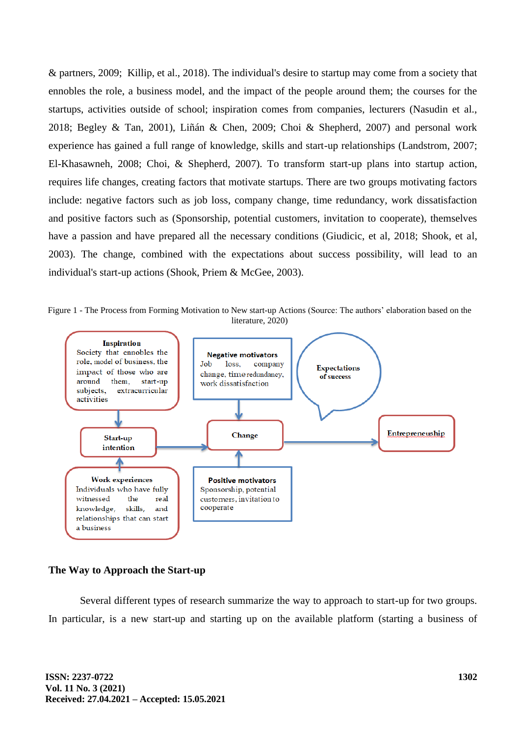& partners, 2009;  Killip, et al., 2018). The individual's desire to startup may come from a society that ennobles the role, a business model, and the impact of the people around them; the courses for the startups, activities outside of school; inspiration comes from companies, lecturers (Nasudin et al., 2018; Begley & Tan, 2001), Liñán & Chen, 2009; Choi & Shepherd, 2007) and personal work experience has gained a full range of knowledge, skills and start-up relationships (Landstrom, 2007; El-Khasawneh, 2008; Choi, & Shepherd, 2007). To transform start-up plans into startup action, requires life changes, creating factors that motivate startups. There are two groups motivating factors include: negative factors such as job loss, company change, time redundancy, work dissatisfaction and positive factors such as (Sponsorship, potential customers, invitation to cooperate), themselves have a passion and have prepared all the necessary conditions (Giudicic, et al, 2018; Shook, et al, 2003). The change, combined with the expectations about success possibility, will lead to an individual's start-up actions (Shook, Priem & McGee, 2003).

Figure 1 - The Process from Forming Motivation to New start-up Actions (Source: The authors' elaboration based on the literature, 2020)

**Inspiration**
Society that ennobles the role, model of business, the impact of those who are around them, start-up subjects, extracurricular activities

**Negative motivators**
Job loss, company change, time redundancy, work dissatisfaction

**Expectations of success**

**Start-up intention**

**Change**

**Entrepreneuship**

**Work experiences**
Individuals who have fully witnessed the real knowledge, skills, and relationships that can start a business

**Positive motivators**
Sponsorship, potential customers, invitation to cooperate

## The Way to Approach the Start-up

Several different types of research summarize the way to approach to start-up for two groups. In particular, is a new start-up and starting up on the available platform (starting a business of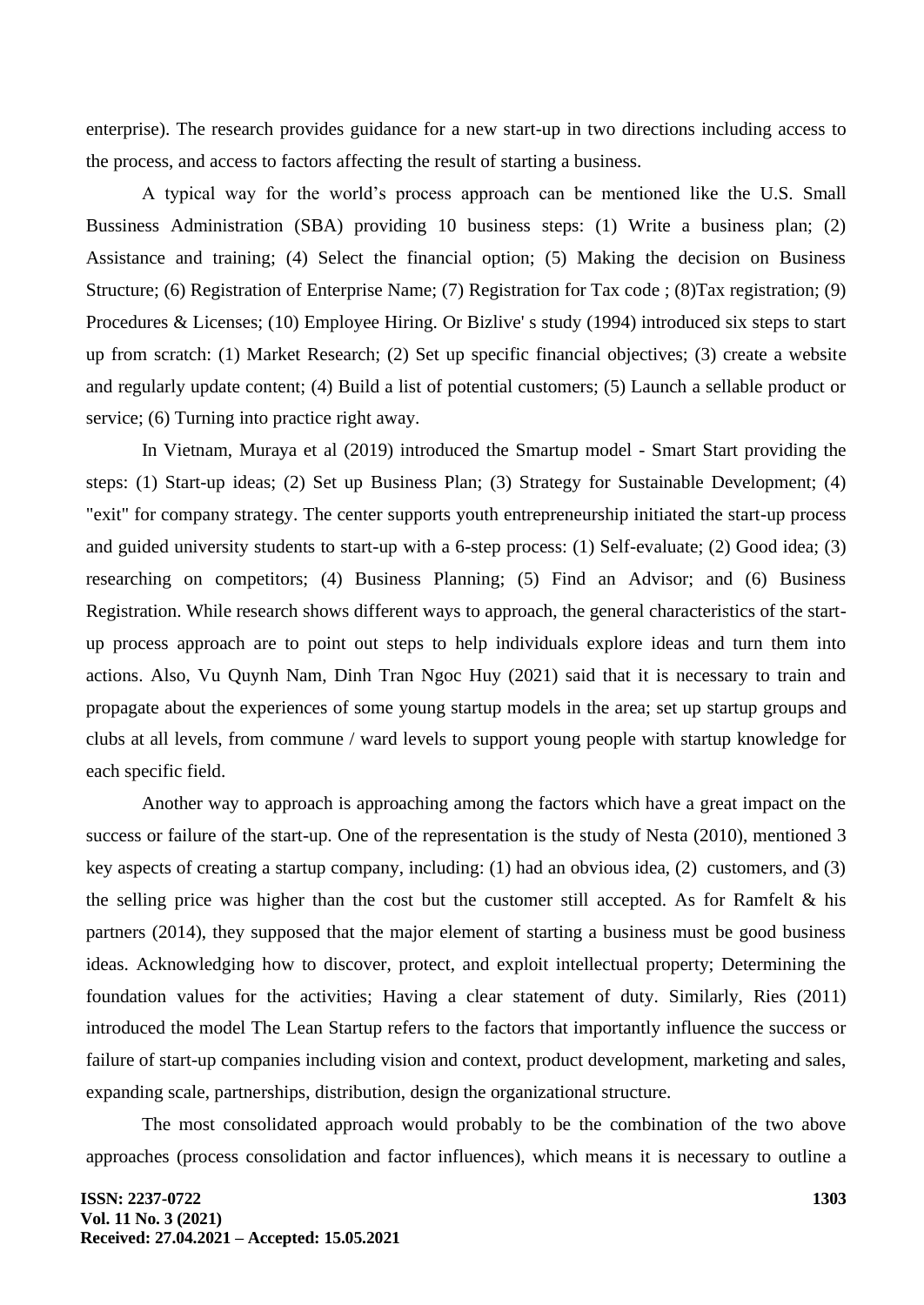enterprise). The research provides guidance for a new start-up in two directions including access to the process, and access to factors affecting the result of starting a business.

A typical way for the world's process approach can be mentioned like the U.S. Small Bussiness Administration (SBA) providing 10 business steps: (1) Write a business plan; (2) Assistance and training; (4) Select the financial option; (5) Making the decision on Business Structure; (6) Registration of Enterprise Name; (7) Registration for Tax code ; (8)Tax registration; (9) Procedures & Licenses; (10) Employee Hiring. Or Bizlive' s study (1994) introduced six steps to start up from scratch: (1) Market Research; (2) Set up specific financial objectives; (3) create a website and regularly update content; (4) Build a list of potential customers; (5) Launch a sellable product or service; (6) Turning into practice right away.

In Vietnam, Muraya et al (2019) introduced the Smartup model - Smart Start providing the steps: (1) Start-up ideas; (2) Set up Business Plan; (3) Strategy for Sustainable Development; (4) "exit" for company strategy. The center supports youth entrepreneurship initiated the start-up process and guided university students to start-up with a 6-step process: (1) Self-evaluate; (2) Good idea; (3) researching on competitors; (4) Business Planning; (5) Find an Advisor; and (6) Business Registration. While research shows different ways to approach, the general characteristics of the start-up process approach are to point out steps to help individuals explore ideas and turn them into actions. Also, Vu Quynh Nam, Dinh Tran Ngoc Huy (2021) said that it is necessary to train and propagate about the experiences of some young startup models in the area; set up startup groups and clubs at all levels, from commune / ward levels to support young people with startup knowledge for each specific field.

Another way to approach is approaching among the factors which have a great impact on the success or failure of the start-up. One of the representation is the study of Nesta (2010), mentioned 3 key aspects of creating a startup company, including: (1) had an obvious idea, (2) customers, and (3) the selling price was higher than the cost but the customer still accepted. As for Ramfelt & his partners (2014), they supposed that the major element of starting a business must be good business ideas. Acknowledging how to discover, protect, and exploit intellectual property; Determining the foundation values for the activities; Having a clear statement of duty. Similarly, Ries (2011) introduced the model The Lean Startup refers to the factors that importantly influence the success or failure of start-up companies including vision and context, product development, marketing and sales, expanding scale, partnerships, distribution, design the organizational structure.

The most consolidated approach would probably to be the combination of the two above approaches (process consolidation and factor influences), which means it is necessary to outline a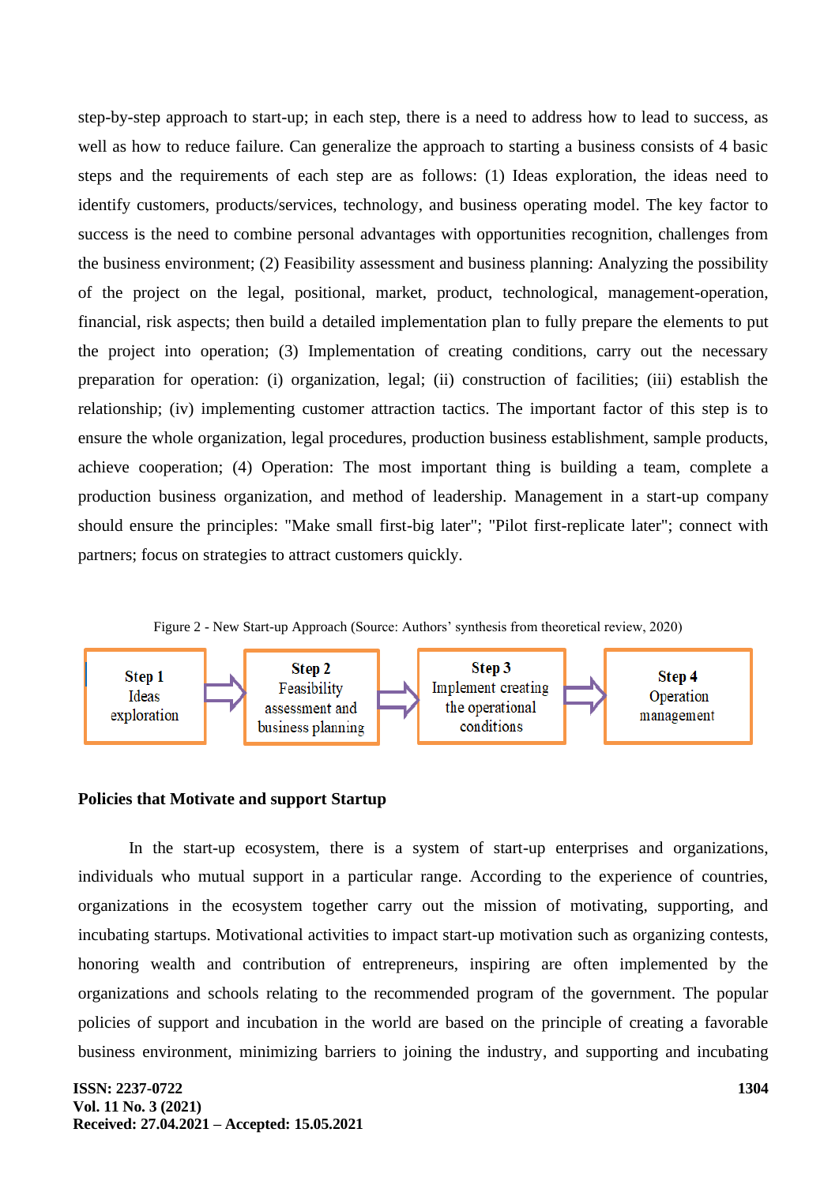step-by-step approach to start-up; in each step, there is a need to address how to lead to success, as well as how to reduce failure. Can generalize the approach to starting a business consists of 4 basic steps and the requirements of each step are as follows: (1) Ideas exploration, the ideas need to identify customers, products/services, technology, and business operating model. The key factor to success is the need to combine personal advantages with opportunities recognition, challenges from the business environment; (2) Feasibility assessment and business planning: Analyzing the possibility of the project on the legal, positional, market, product, technological, management-operation, financial, risk aspects; then build a detailed implementation plan to fully prepare the elements to put the project into operation; (3) Implementation of creating conditions, carry out the necessary preparation for operation: (i) organization, legal; (ii) construction of facilities; (iii) establish the relationship; (iv) implementing customer attraction tactics. The important factor of this step is to ensure the whole organization, legal procedures, production business establishment, sample products, achieve cooperation; (4) Operation: The most important thing is building a team, complete a production business organization, and method of leadership. Management in a start-up company should ensure the principles: "Make small first-big later"; "Pilot first-replicate later"; connect with partners; focus on strategies to attract customers quickly.

Figure 2 - New Start-up Approach (Source: Authors' synthesis from theoretical review, 2020)

**Step 1** Ideas exploration → **Step 2** Feasibility assessment and business planning → **Step 3** Implement creating the operational conditions → **Step 4** Operation management

**Policies that Motivate and support Startup**

In the start-up ecosystem, there is a system of start-up enterprises and organizations, individuals who mutual support in a particular range. According to the experience of countries, organizations in the ecosystem together carry out the mission of motivating, supporting, and incubating startups. Motivational activities to impact start-up motivation such as organizing contests, honoring wealth and contribution of entrepreneurs, inspiring are often implemented by the organizations and schools relating to the recommended program of the government. The popular policies of support and incubation in the world are based on the principle of creating a favorable business environment, minimizing barriers to joining the industry, and supporting and incubating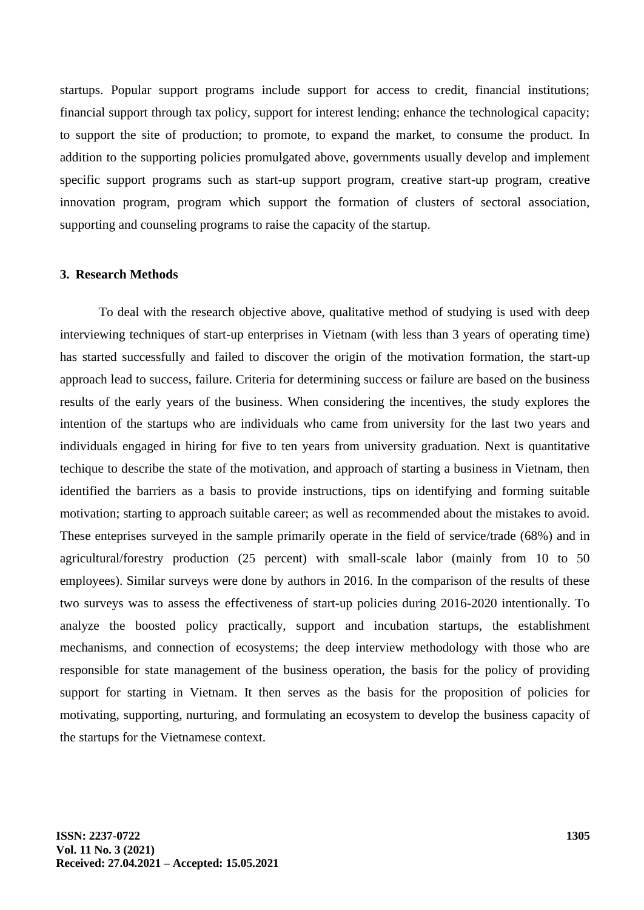startups. Popular support programs include support for access to credit, financial institutions; financial support through tax policy, support for interest lending; enhance the technological capacity; to support the site of production; to promote, to expand the market, to consume the product. In addition to the supporting policies promulgated above, governments usually develop and implement specific support programs such as start-up support program, creative start-up program, creative innovation program, program which support the formation of clusters of sectoral association, supporting and counseling programs to raise the capacity of the startup.

## 3. Research Methods

To deal with the research objective above, qualitative method of studying is used with deep interviewing techniques of start-up enterprises in Vietnam (with less than 3 years of operating time) has started successfully and failed to discover the origin of the motivation formation, the start-up approach lead to success, failure. Criteria for determining success or failure are based on the business results of the early years of the business. When considering the incentives, the study explores the intention of the startups who are individuals who came from university for the last two years and individuals engaged in hiring for five to ten years from university graduation. Next is quantitative techique to describe the state of the motivation, and approach of starting a business in Vietnam, then identified the barriers as a basis to provide instructions, tips on identifying and forming suitable motivation; starting to approach suitable career; as well as recommended about the mistakes to avoid. These enteprises surveyed in the sample primarily operate in the field of service/trade (68%) and in agricultural/forestry production (25 percent) with small-scale labor (mainly from 10 to 50 employees). Similar surveys were done by authors in 2016. In the comparison of the results of these two surveys was to assess the effectiveness of start-up policies during 2016-2020 intentionally. To analyze the boosted policy practically, support and incubation startups, the establishment mechanisms, and connection of ecosystems; the deep interview methodology with those who are responsible for state management of the business operation, the basis for the policy of providing support for starting in Vietnam. It then serves as the basis for the proposition of policies for motivating, supporting, nurturing, and formulating an ecosystem to develop the business capacity of the startups for the Vietnamese context.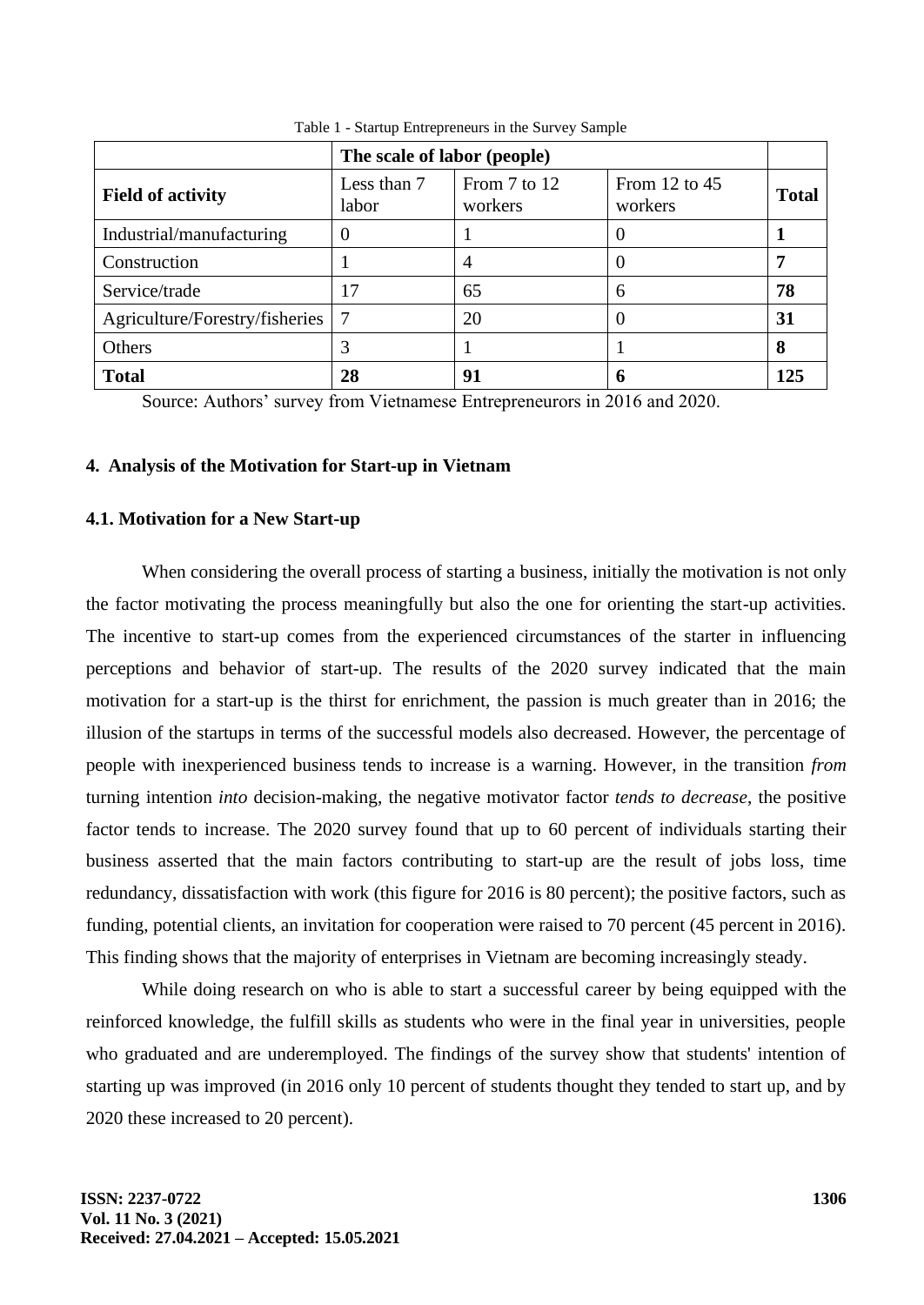Table 1 - Startup Entrepreneurs in the Survey Sample

| | The scale of labor (people) | | | |
|---|---|---|---|---|
| **Field of activity** | Less than 7 labor | From 7 to 12 workers | From 12 to 45 workers | **Total** |
| Industrial/manufacturing | 0 | 1 | 0 | **1** |
| Construction | 1 | 4 | 0 | **7** |
| Service/trade | 17 | 65 | 6 | **78** |
| Agriculture/Forestry/fisheries | 7 | 20 | 0 | **31** |
| Others | 3 | 1 | 1 | **8** |
| **Total** | **28** | **91** | **6** | **125** |

Source: Authors' survey from Vietnamese Entrepreneurors in 2016 and 2020.

## 4. Analysis of the Motivation for Start-up in Vietnam

### 4.1. Motivation for a New Start-up

When considering the overall process of starting a business, initially the motivation is not only the factor motivating the process meaningfully but also the one for orienting the start-up activities. The incentive to start-up comes from the experienced circumstances of the starter in influencing perceptions and behavior of start-up. The results of the 2020 survey indicated that the main motivation for a start-up is the thirst for enrichment, the passion is much greater than in 2016; the illusion of the startups in terms of the successful models also decreased. However, the percentage of people with inexperienced business tends to increase is a warning. However, in the transition *from* turning intention *into* decision-making, the negative motivator factor *tends to decrease*, the positive factor tends to increase. The 2020 survey found that up to 60 percent of individuals starting their business asserted that the main factors contributing to start-up are the result of jobs loss, time redundancy, dissatisfaction with work (this figure for 2016 is 80 percent); the positive factors, such as funding, potential clients, an invitation for cooperation were raised to 70 percent (45 percent in 2016). This finding shows that the majority of enterprises in Vietnam are becoming increasingly steady.

While doing research on who is able to start a successful career by being equipped with the reinforced knowledge, the fulfill skills as students who were in the final year in universities, people who graduated and are underemployed. The findings of the survey show that students' intention of starting up was improved (in 2016 only 10 percent of students thought they tended to start up, and by 2020 these increased to 20 percent).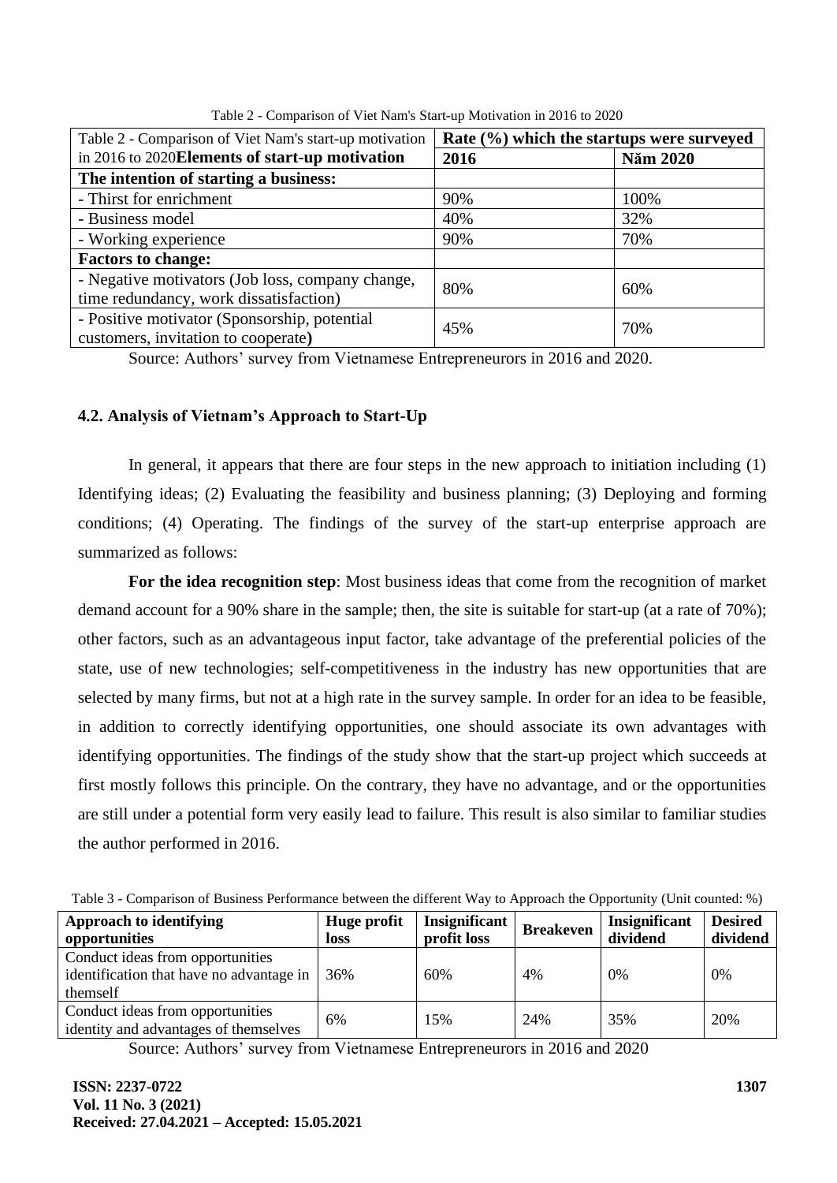Table 2 - Comparison of Viet Nam's Start-up Motivation in 2016 to 2020

| Table 2 - Comparison of Viet Nam's start-up motivation in 2016 to 2020**Elements of start-up motivation** | **Rate (%) which the startups were surveyed** | |
|---|---|---|
| | **2016** | **Năm 2020** |
| **The intention of starting a business:** | | |
| - Thirst for enrichment | 90% | 100% |
| - Business model | 40% | 32% |
| - Working experience | 90% | 70% |
| **Factors to change:** | | |
| - Negative motivators (Job loss, company change, time redundancy, work dissatisfaction) | 80% | 60% |
| - Positive motivator (Sponsorship, potential customers, invitation to cooperate**)** | 45% | 70% |

Source: Authors' survey from Vietnamese Entrepreneurors in 2016 and 2020.

### 4.2. Analysis of Vietnam's Approach to Start-Up

In general, it appears that there are four steps in the new approach to initiation including (1) Identifying ideas; (2) Evaluating the feasibility and business planning; (3) Deploying and forming conditions; (4) Operating. The findings of the survey of the start-up enterprise approach are summarized as follows:

**For the idea recognition step**: Most business ideas that come from the recognition of market demand account for a 90% share in the sample; then, the site is suitable for start-up (at a rate of 70%); other factors, such as an advantageous input factor, take advantage of the preferential policies of the state, use of new technologies; self-competitiveness in the industry has new opportunities that are selected by many firms, but not at a high rate in the survey sample. In order for an idea to be feasible, in addition to correctly identifying opportunities, one should associate its own advantages with identifying opportunities. The findings of the study show that the start-up project which succeeds at first mostly follows this principle. On the contrary, they have no advantage, and or the opportunities are still under a potential form very easily lead to failure. This result is also similar to familiar studies the author performed in 2016.

Table 3 - Comparison of Business Performance between the different Way to Approach the Opportunity (Unit counted: %)

| **Approach to identifying opportunities** | **Huge profit loss** | **Insignificant profit loss** | **Breakeven** | **Insignificant dividend** | **Desired dividend** |
|---|---|---|---|---|---|
| Conduct ideas from opportunities identification that have no advantage in themself | 36% | 60% | 4% | 0% | 0% |
| Conduct ideas from opportunities identity and advantages of themselves | 6% | 15% | 24% | 35% | 20% |

Source: Authors' survey from Vietnamese Entrepreneurors in 2016 and 2020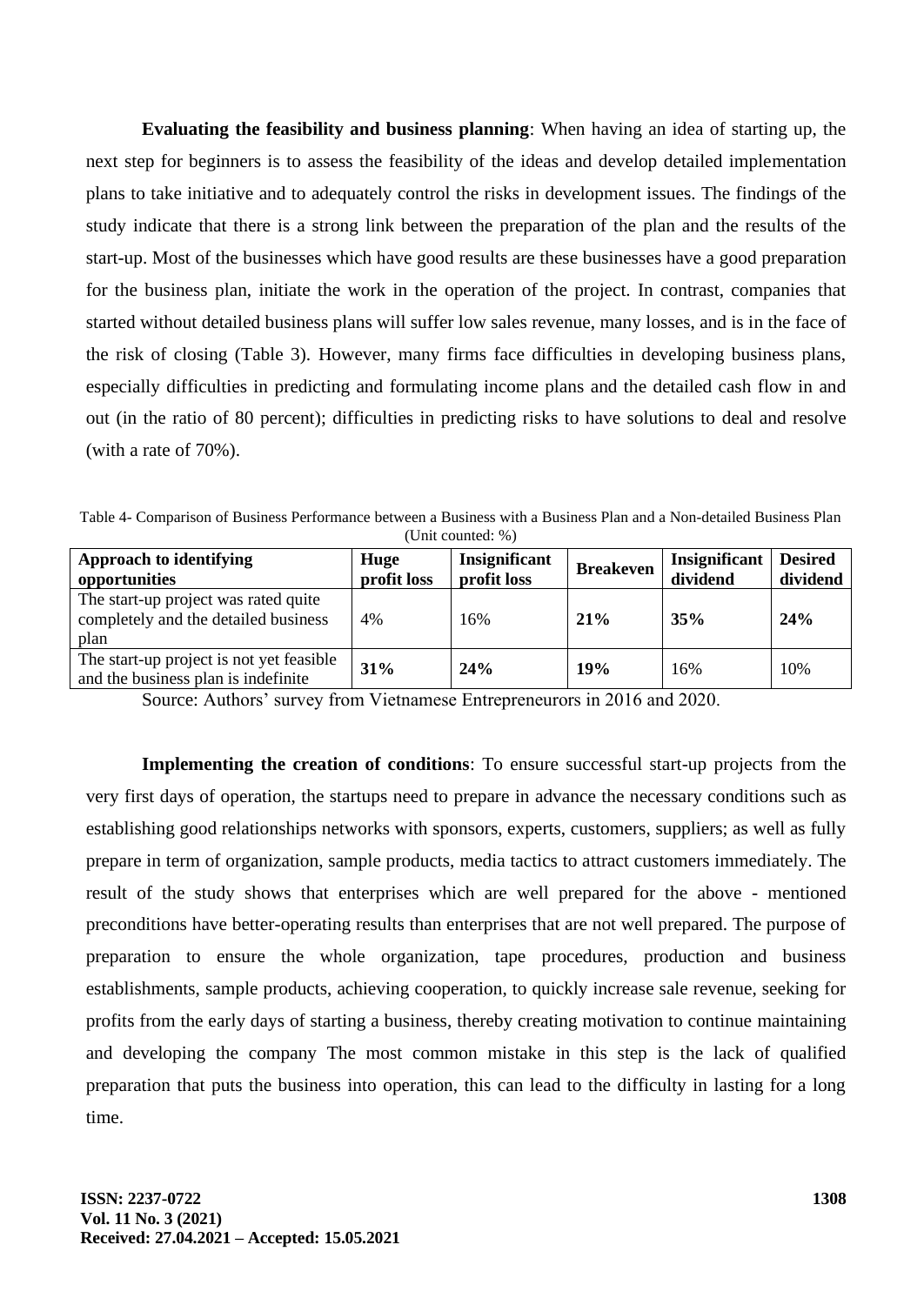**Evaluating the feasibility and business planning**: When having an idea of starting up, the next step for beginners is to assess the feasibility of the ideas and develop detailed implementation plans to take initiative and to adequately control the risks in development issues. The findings of the study indicate that there is a strong link between the preparation of the plan and the results of the start-up. Most of the businesses which have good results are these businesses have a good preparation for the business plan, initiate the work in the operation of the project. In contrast, companies that started without detailed business plans will suffer low sales revenue, many losses, and is in the face of the risk of closing (Table 3). However, many firms face difficulties in developing business plans, especially difficulties in predicting and formulating income plans and the detailed cash flow in and out (in the ratio of 80 percent); difficulties in predicting risks to have solutions to deal and resolve (with a rate of 70%).

Table 4- Comparison of Business Performance between a Business with a Business Plan and a Non-detailed Business Plan (Unit counted: %)

| Approach to identifying opportunities | Huge profit loss | Insignificant profit loss | Breakeven | Insignificant dividend | Desired dividend |
|---|---|---|---|---|---|
| The start-up project was rated quite completely and the detailed business plan | 4% | 16% | **21%** | **35%** | **24%** |
| The start-up project is not yet feasible and the business plan is indefinite | **31%** | **24%** | **19%** | 16% | 10% |

Source: Authors' survey from Vietnamese Entrepreneurors in 2016 and 2020.

**Implementing the creation of conditions**: To ensure successful start-up projects from the very first days of operation, the startups need to prepare in advance the necessary conditions such as establishing good relationships networks with sponsors, experts, customers, suppliers; as well as fully prepare in term of organization, sample products, media tactics to attract customers immediately. The result of the study shows that enterprises which are well prepared for the above - mentioned preconditions have better-operating results than enterprises that are not well prepared. The purpose of preparation to ensure the whole organization, tape procedures, production and business establishments, sample products, achieving cooperation, to quickly increase sale revenue, seeking for profits from the early days of starting a business, thereby creating motivation to continue maintaining and developing the company The most common mistake in this step is the lack of qualified preparation that puts the business into operation, this can lead to the difficulty in lasting for a long time.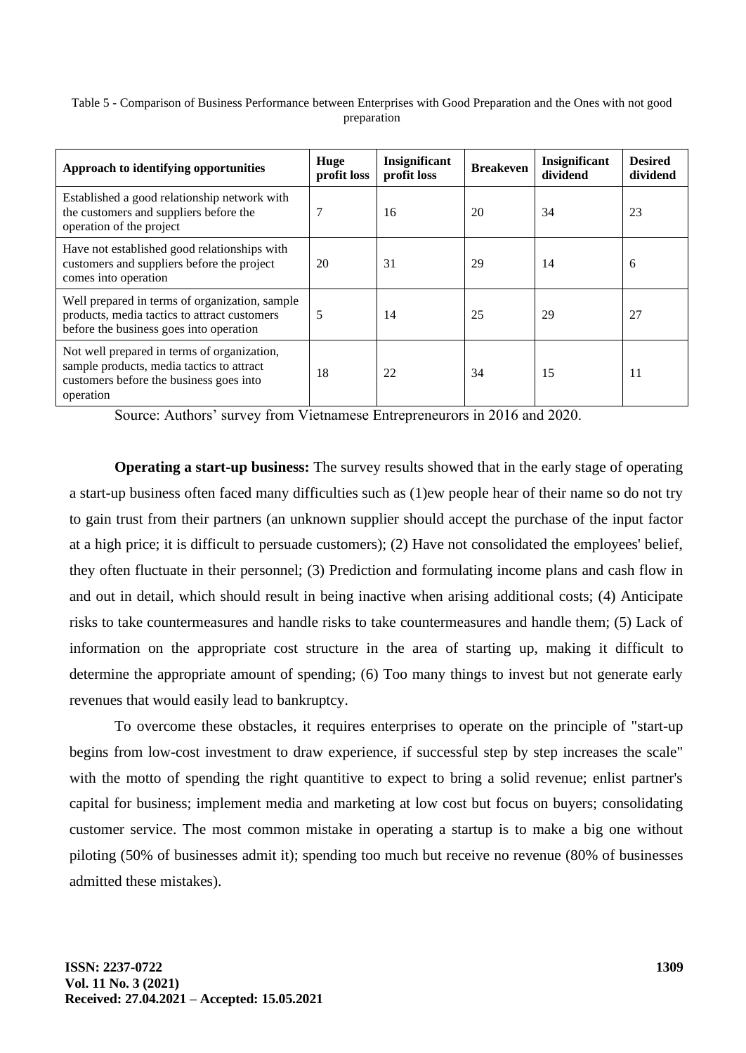Table 5 - Comparison of Business Performance between Enterprises with Good Preparation and the Ones with not good preparation

| Approach to identifying opportunities | Huge profit loss | Insignificant profit loss | Breakeven | Insignificant dividend | Desired dividend |
|---|---|---|---|---|---|
| Established a good relationship network with the customers and suppliers before the operation of the project | 7 | 16 | 20 | 34 | 23 |
| Have not established good relationships with customers and suppliers before the project comes into operation | 20 | 31 | 29 | 14 | 6 |
| Well prepared in terms of organization, sample products, media tactics to attract customers before the business goes into operation | 5 | 14 | 25 | 29 | 27 |
| Not well prepared in terms of organization, sample products, media tactics to attract customers before the business goes into operation | 18 | 22 | 34 | 15 | 11 |

Source: Authors' survey from Vietnamese Entrepreneurors in 2016 and 2020.

**Operating a start-up business:** The survey results showed that in the early stage of operating a start-up business often faced many difficulties such as (1)ew people hear of their name so do not try to gain trust from their partners (an unknown supplier should accept the purchase of the input factor at a high price; it is difficult to persuade customers); (2) Have not consolidated the employees' belief, they often fluctuate in their personnel; (3) Prediction and formulating income plans and cash flow in and out in detail, which should result in being inactive when arising additional costs; (4) Anticipate risks to take countermeasures and handle risks to take countermeasures and handle them; (5) Lack of information on the appropriate cost structure in the area of starting up, making it difficult to determine the appropriate amount of spending; (6) Too many things to invest but not generate early revenues that would easily lead to bankruptcy.

To overcome these obstacles, it requires enterprises to operate on the principle of "start-up begins from low-cost investment to draw experience, if successful step by step increases the scale" with the motto of spending the right quantitive to expect to bring a solid revenue; enlist partner's capital for business; implement media and marketing at low cost but focus on buyers; consolidating customer service. The most common mistake in operating a startup is to make a big one without piloting (50% of businesses admit it); spending too much but receive no revenue (80% of businesses admitted these mistakes).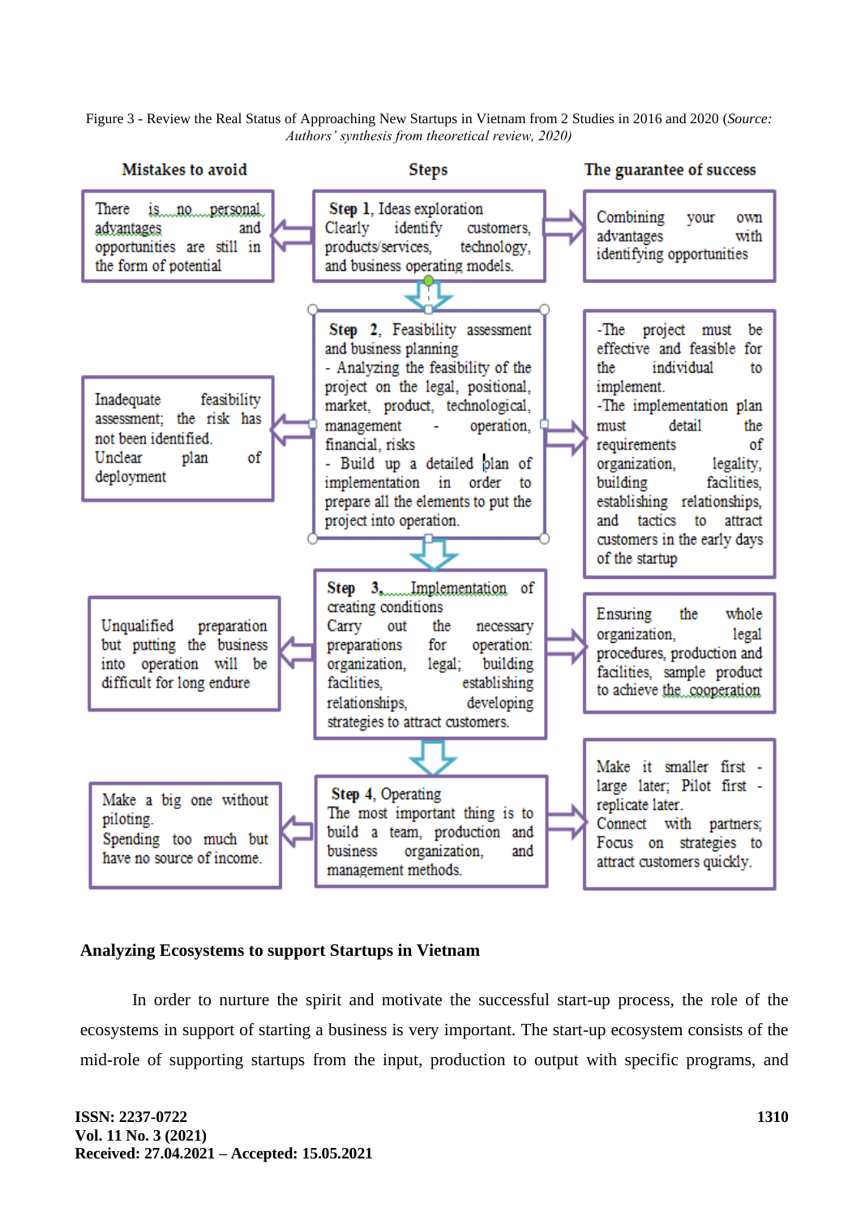Figure 3 - Review the Real Status of Approaching New Startups in Vietnam from 2 Studies in 2016 and 2020 (*Source: Authors' synthesis from theoretical review, 2020)*

| Mistakes to avoid | Steps | The guarantee of success |
|---|---|---|
| There is no personal advantages and opportunities are still in the form of potential | **Step 1**, Ideas exploration<br>Clearly identify customers, products/services, technology, and business operating models. | Combining your own advantages with identifying opportunities |
| Inadequate feasibility assessment; the risk has not been identified. Unclear plan of deployment | **Step 2**, Feasibility assessment and business planning<br>- Analyzing the feasibility of the project on the legal, positional, market, product, technological, management - operation, financial, risks<br>- Build up a detailed plan of implementation in order to prepare all the elements to put the project into operation. | -The project must be effective and feasible for the individual to implement.<br>-The implementation plan must detail the requirements of organization, legality, building facilities, establishing relationships, and tactics to attract customers in the early days of the startup |
| Unqualified preparation but putting the business into operation will be difficult for long endure | **Step 3**, Implementation of creating conditions<br>Carry out the necessary preparations for operation: organization, legal; building facilities, establishing relationships, developing strategies to attract customers. | Ensuring the whole organization, legal procedures, production and facilities, sample product to achieve the cooperation |
| Make a big one without piloting.<br>Spending too much but have no source of income. | **Step 4**, Operating<br>The most important thing is to build a team, production and business organization, and management methods. | Make it smaller first - large later; Pilot first - replicate later.<br>Connect with partners; Focus on strategies to attract customers quickly. |

### Analyzing Ecosystems to support Startups in Vietnam

In order to nurture the spirit and motivate the successful start-up process, the role of the ecosystems in support of starting a business is very important. The start-up ecosystem consists of the mid-role of supporting startups from the input, production to output with specific programs, and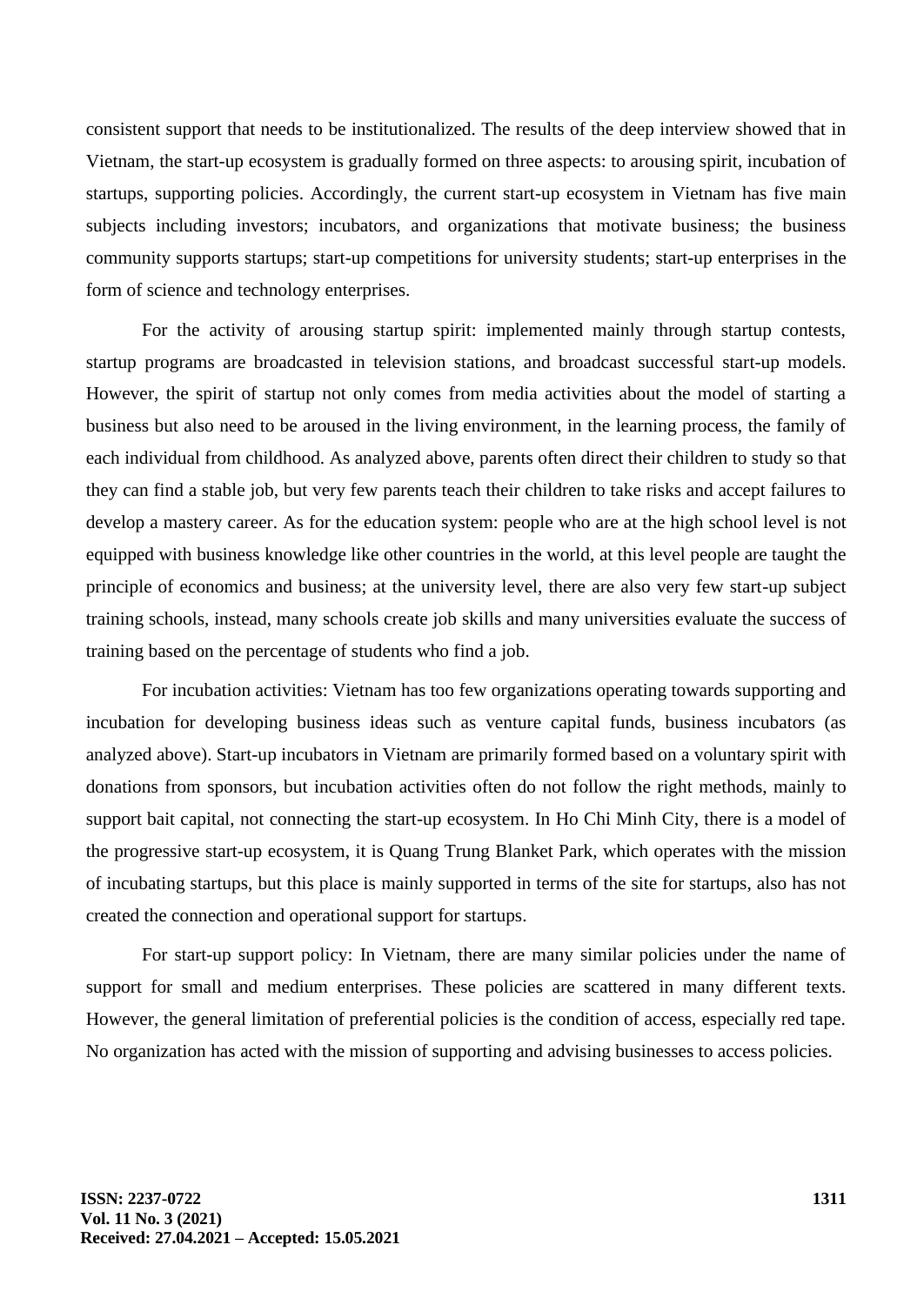consistent support that needs to be institutionalized. The results of the deep interview showed that in Vietnam, the start-up ecosystem is gradually formed on three aspects: to arousing spirit, incubation of startups, supporting policies. Accordingly, the current start-up ecosystem in Vietnam has five main subjects including investors; incubators, and organizations that motivate business; the business community supports startups; start-up competitions for university students; start-up enterprises in the form of science and technology enterprises.

For the activity of arousing startup spirit: implemented mainly through startup contests, startup programs are broadcasted in television stations, and broadcast successful start-up models. However, the spirit of startup not only comes from media activities about the model of starting a business but also need to be aroused in the living environment, in the learning process, the family of each individual from childhood. As analyzed above, parents often direct their children to study so that they can find a stable job, but very few parents teach their children to take risks and accept failures to develop a mastery career. As for the education system: people who are at the high school level is not equipped with business knowledge like other countries in the world, at this level people are taught the principle of economics and business; at the university level, there are also very few start-up subject training schools, instead, many schools create job skills and many universities evaluate the success of training based on the percentage of students who find a job.

For incubation activities: Vietnam has too few organizations operating towards supporting and incubation for developing business ideas such as venture capital funds, business incubators (as analyzed above). Start-up incubators in Vietnam are primarily formed based on a voluntary spirit with donations from sponsors, but incubation activities often do not follow the right methods, mainly to support bait capital, not connecting the start-up ecosystem. In Ho Chi Minh City, there is a model of the progressive start-up ecosystem, it is Quang Trung Blanket Park, which operates with the mission of incubating startups, but this place is mainly supported in terms of the site for startups, also has not created the connection and operational support for startups.

For start-up support policy: In Vietnam, there are many similar policies under the name of support for small and medium enterprises. These policies are scattered in many different texts. However, the general limitation of preferential policies is the condition of access, especially red tape. No organization has acted with the mission of supporting and advising businesses to access policies.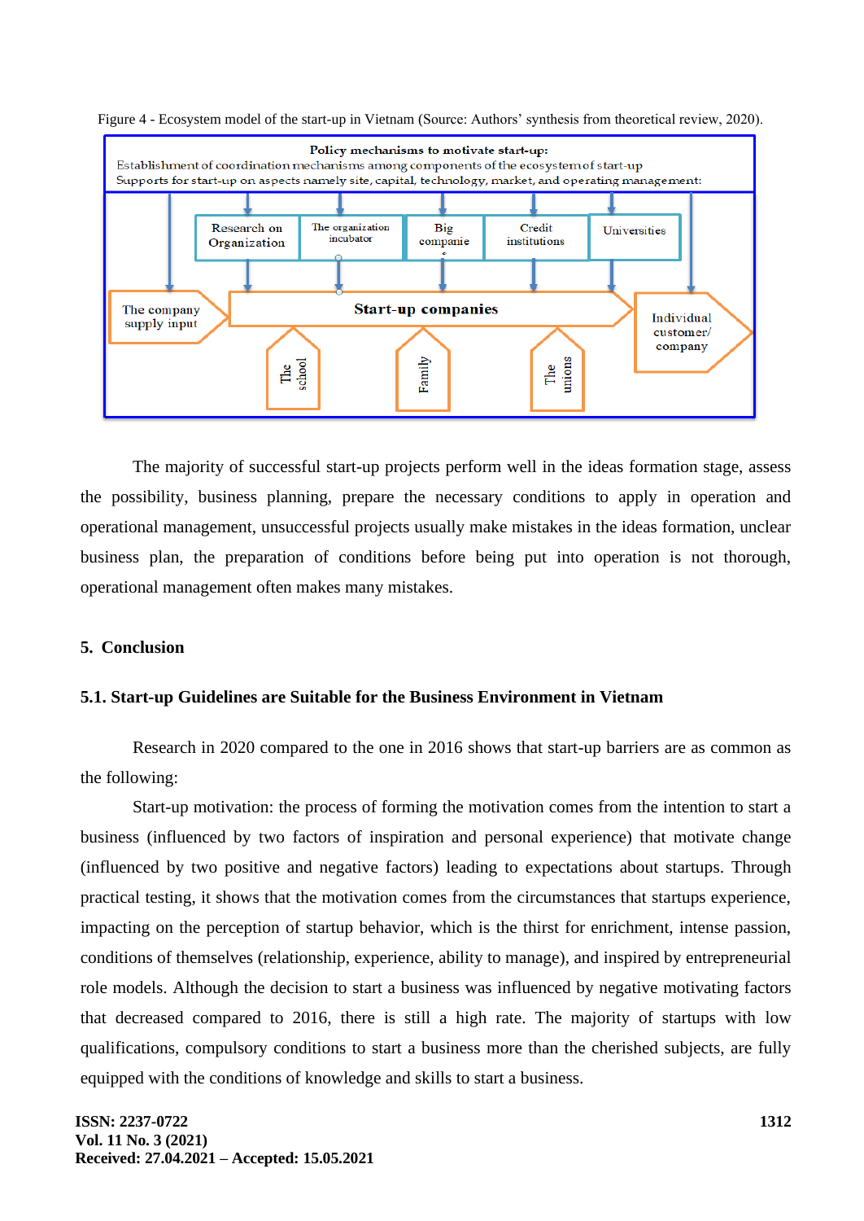Figure 4 - Ecosystem model of the start-up in Vietnam (Source: Authors' synthesis from theoretical review, 2020).

**Policy mechanisms to motivate start-up:**
Establishment of coordination mechanisms among components of the ecosystem of start-up
Supports for start-up on aspects namely site, capital, technology, market, and operating management.

Research on Organization | The organization incubator | Big companie | Credit institutions | Universities

The company supply input → **Start-up companies** → Individual customer/ company

The school | Family | The unions

The majority of successful start-up projects perform well in the ideas formation stage, assess the possibility, business planning, prepare the necessary conditions to apply in operation and operational management, unsuccessful projects usually make mistakes in the ideas formation, unclear business plan, the preparation of conditions before being put into operation is not thorough, operational management often makes many mistakes.

## 5. Conclusion

### 5.1. Start-up Guidelines are Suitable for the Business Environment in Vietnam

Research in 2020 compared to the one in 2016 shows that start-up barriers are as common as the following:

Start-up motivation: the process of forming the motivation comes from the intention to start a business (influenced by two factors of inspiration and personal experience) that motivate change (influenced by two positive and negative factors) leading to expectations about startups. Through practical testing, it shows that the motivation comes from the circumstances that startups experience, impacting on the perception of startup behavior, which is the thirst for enrichment, intense passion, conditions of themselves (relationship, experience, ability to manage), and inspired by entrepreneurial role models. Although the decision to start a business was influenced by negative motivating factors that decreased compared to 2016, there is still a high rate. The majority of startups with low qualifications, compulsory conditions to start a business more than the cherished subjects, are fully equipped with the conditions of knowledge and skills to start a business.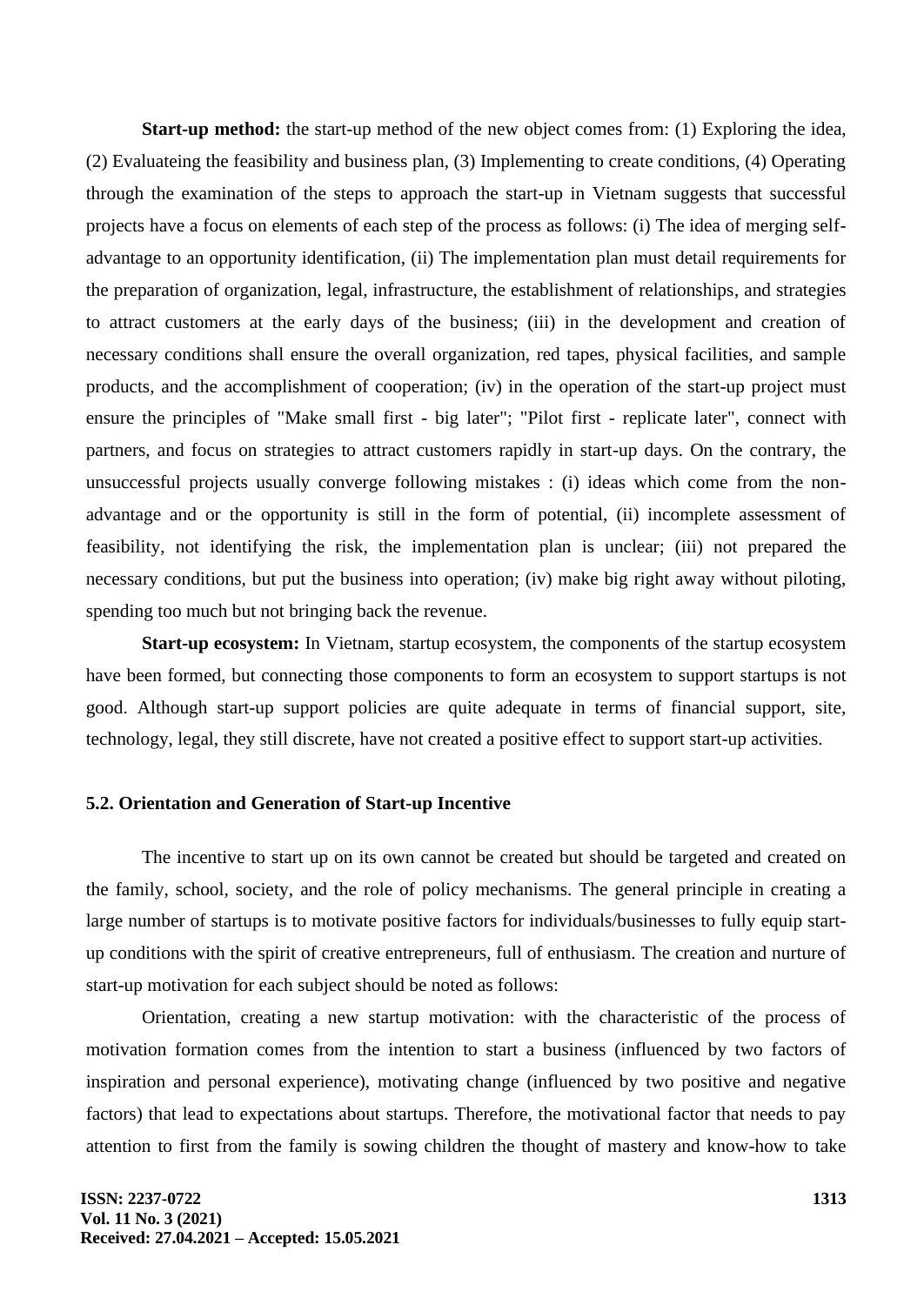**Start-up method:** the start-up method of the new object comes from: (1) Exploring the idea, (2) Evaluateing the feasibility and business plan, (3) Implementing to create conditions, (4) Operating through the examination of the steps to approach the start-up in Vietnam suggests that successful projects have a focus on elements of each step of the process as follows: (i) The idea of merging self-advantage to an opportunity identification, (ii) The implementation plan must detail requirements for the preparation of organization, legal, infrastructure, the establishment of relationships, and strategies to attract customers at the early days of the business; (iii) in the development and creation of necessary conditions shall ensure the overall organization, red tapes, physical facilities, and sample products, and the accomplishment of cooperation; (iv) in the operation of the start-up project must ensure the principles of "Make small first - big later"; "Pilot first - replicate later", connect with partners, and focus on strategies to attract customers rapidly in start-up days. On the contrary, the unsuccessful projects usually converge following mistakes : (i) ideas which come from the non-advantage and or the opportunity is still in the form of potential, (ii) incomplete assessment of feasibility, not identifying the risk, the implementation plan is unclear; (iii) not prepared the necessary conditions, but put the business into operation; (iv) make big right away without piloting, spending too much but not bringing back the revenue.

**Start-up ecosystem:** In Vietnam, startup ecosystem, the components of the startup ecosystem have been formed, but connecting those components to form an ecosystem to support startups is not good. Although start-up support policies are quite adequate in terms of financial support, site, technology, legal, they still discrete, have not created a positive effect to support start-up activities.

### 5.2. Orientation and Generation of Start-up Incentive

The incentive to start up on its own cannot be created but should be targeted and created on the family, school, society, and the role of policy mechanisms. The general principle in creating a large number of startups is to motivate positive factors for individuals/businesses to fully equip start-up conditions with the spirit of creative entrepreneurs, full of enthusiasm. The creation and nurture of start-up motivation for each subject should be noted as follows:

Orientation, creating a new startup motivation: with the characteristic of the process of motivation formation comes from the intention to start a business (influenced by two factors of inspiration and personal experience), motivating change (influenced by two positive and negative factors) that lead to expectations about startups. Therefore, the motivational factor that needs to pay attention to first from the family is sowing children the thought of mastery and know-how to take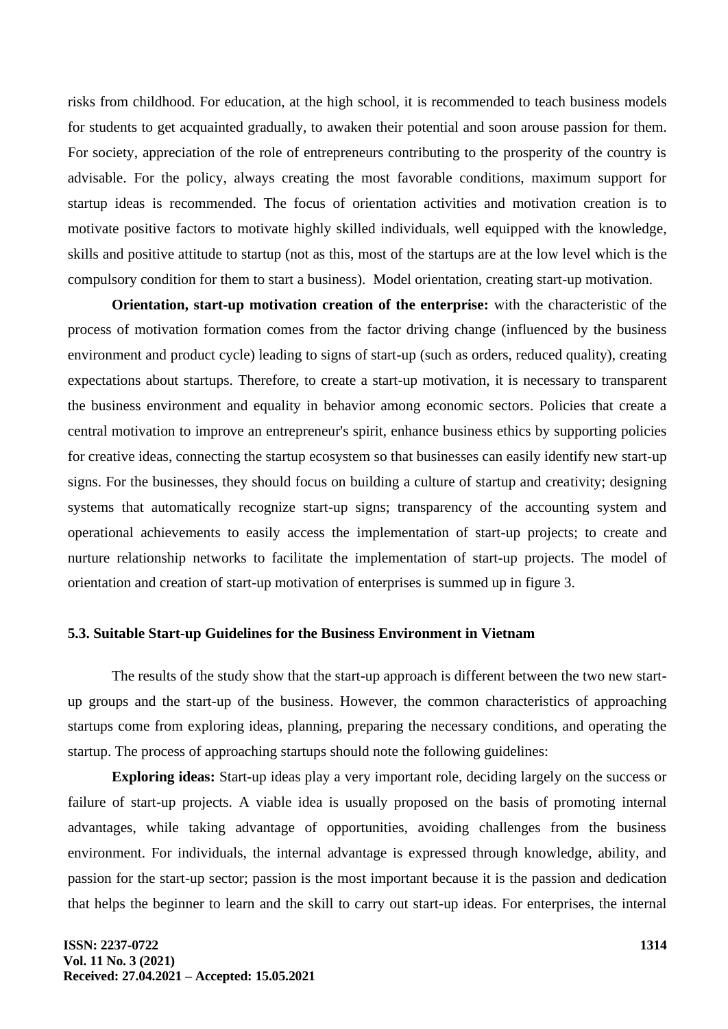risks from childhood. For education, at the high school, it is recommended to teach business models for students to get acquainted gradually, to awaken their potential and soon arouse passion for them. For society, appreciation of the role of entrepreneurs contributing to the prosperity of the country is advisable. For the policy, always creating the most favorable conditions, maximum support for startup ideas is recommended. The focus of orientation activities and motivation creation is to motivate positive factors to motivate highly skilled individuals, well equipped with the knowledge, skills and positive attitude to startup (not as this, most of the startups are at the low level which is the compulsory condition for them to start a business). Model orientation, creating start-up motivation.

**Orientation, start-up motivation creation of the enterprise:** with the characteristic of the process of motivation formation comes from the factor driving change (influenced by the business environment and product cycle) leading to signs of start-up (such as orders, reduced quality), creating expectations about startups. Therefore, to create a start-up motivation, it is necessary to transparent the business environment and equality in behavior among economic sectors. Policies that create a central motivation to improve an entrepreneur's spirit, enhance business ethics by supporting policies for creative ideas, connecting the startup ecosystem so that businesses can easily identify new start-up signs. For the businesses, they should focus on building a culture of startup and creativity; designing systems that automatically recognize start-up signs; transparency of the accounting system and operational achievements to easily access the implementation of start-up projects; to create and nurture relationship networks to facilitate the implementation of start-up projects. The model of orientation and creation of start-up motivation of enterprises is summed up in figure 3.

### 5.3. Suitable Start-up Guidelines for the Business Environment in Vietnam

The results of the study show that the start-up approach is different between the two new start-up groups and the start-up of the business. However, the common characteristics of approaching startups come from exploring ideas, planning, preparing the necessary conditions, and operating the startup. The process of approaching startups should note the following guidelines:

**Exploring ideas:** Start-up ideas play a very important role, deciding largely on the success or failure of start-up projects. A viable idea is usually proposed on the basis of promoting internal advantages, while taking advantage of opportunities, avoiding challenges from the business environment. For individuals, the internal advantage is expressed through knowledge, ability, and passion for the start-up sector; passion is the most important because it is the passion and dedication that helps the beginner to learn and the skill to carry out start-up ideas. For enterprises, the internal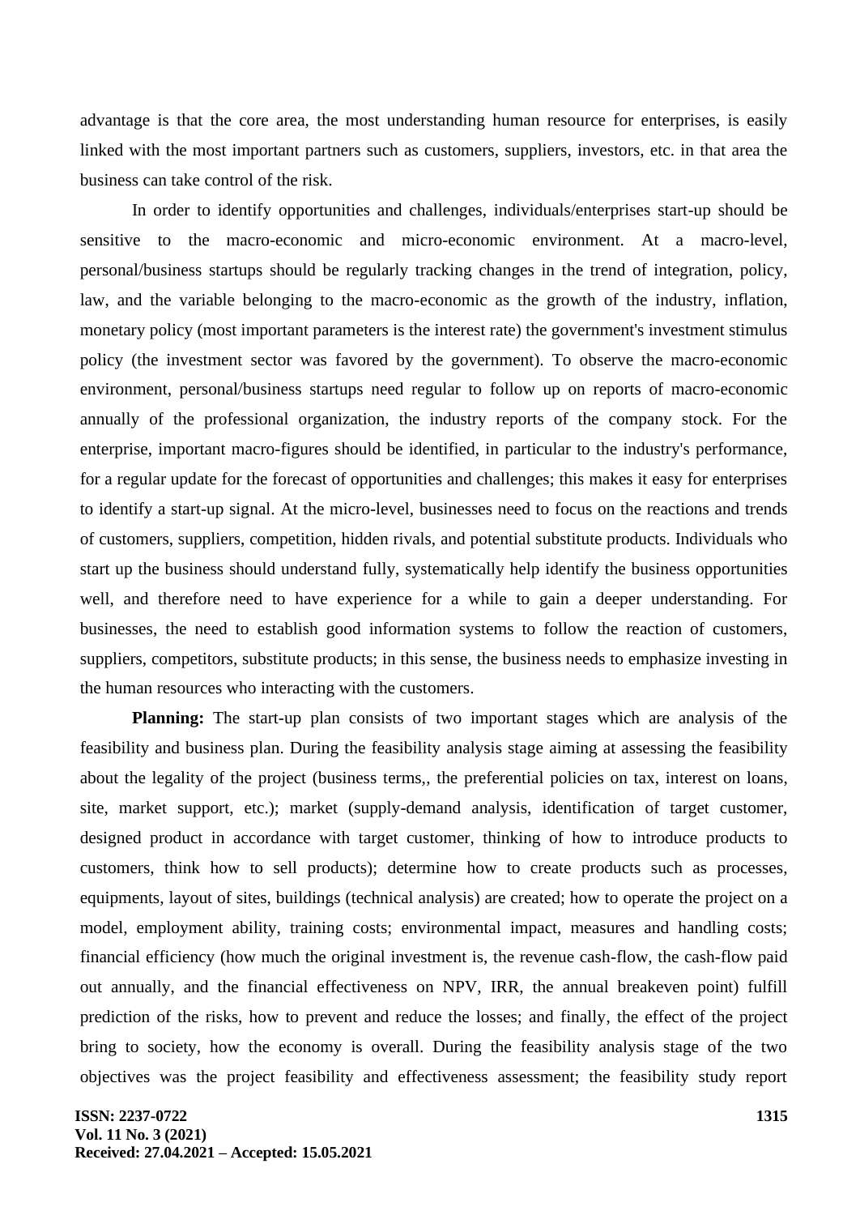advantage is that the core area, the most understanding human resource for enterprises, is easily linked with the most important partners such as customers, suppliers, investors, etc. in that area the business can take control of the risk.

In order to identify opportunities and challenges, individuals/enterprises start-up should be sensitive to the macro-economic and micro-economic environment. At a macro-level, personal/business startups should be regularly tracking changes in the trend of integration, policy, law, and the variable belonging to the macro-economic as the growth of the industry, inflation, monetary policy (most important parameters is the interest rate) the government's investment stimulus policy (the investment sector was favored by the government). To observe the macro-economic environment, personal/business startups need regular to follow up on reports of macro-economic annually of the professional organization, the industry reports of the company stock. For the enterprise, important macro-figures should be identified, in particular to the industry's performance, for a regular update for the forecast of opportunities and challenges; this makes it easy for enterprises to identify a start-up signal. At the micro-level, businesses need to focus on the reactions and trends of customers, suppliers, competition, hidden rivals, and potential substitute products. Individuals who start up the business should understand fully, systematically help identify the business opportunities well, and therefore need to have experience for a while to gain a deeper understanding. For businesses, the need to establish good information systems to follow the reaction of customers, suppliers, competitors, substitute products; in this sense, the business needs to emphasize investing in the human resources who interacting with the customers.

**Planning:** The start-up plan consists of two important stages which are analysis of the feasibility and business plan. During the feasibility analysis stage aiming at assessing the feasibility about the legality of the project (business terms,, the preferential policies on tax, interest on loans, site, market support, etc.); market (supply-demand analysis, identification of target customer, designed product in accordance with target customer, thinking of how to introduce products to customers, think how to sell products); determine how to create products such as processes, equipments, layout of sites, buildings (technical analysis) are created; how to operate the project on a model, employment ability, training costs; environmental impact, measures and handling costs; financial efficiency (how much the original investment is, the revenue cash-flow, the cash-flow paid out annually, and the financial effectiveness on NPV, IRR, the annual breakeven point) fulfill prediction of the risks, how to prevent and reduce the losses; and finally, the effect of the project bring to society, how the economy is overall. During the feasibility analysis stage of the two objectives was the project feasibility and effectiveness assessment; the feasibility study report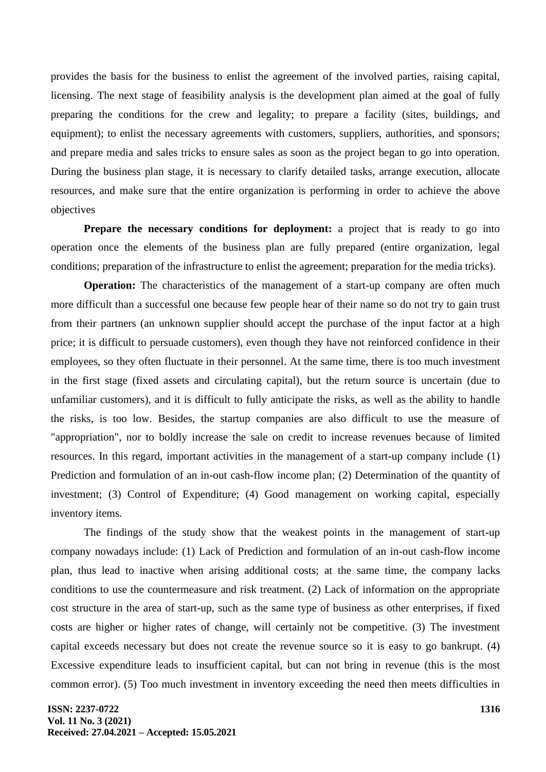provides the basis for the business to enlist the agreement of the involved parties, raising capital, licensing. The next stage of feasibility analysis is the development plan aimed at the goal of fully preparing the conditions for the crew and legality; to prepare a facility (sites, buildings, and equipment); to enlist the necessary agreements with customers, suppliers, authorities, and sponsors; and prepare media and sales tricks to ensure sales as soon as the project began to go into operation. During the business plan stage, it is necessary to clarify detailed tasks, arrange execution, allocate resources, and make sure that the entire organization is performing in order to achieve the above objectives

**Prepare the necessary conditions for deployment:** a project that is ready to go into operation once the elements of the business plan are fully prepared (entire organization, legal conditions; preparation of the infrastructure to enlist the agreement; preparation for the media tricks).

**Operation:** The characteristics of the management of a start-up company are often much more difficult than a successful one because few people hear of their name so do not try to gain trust from their partners (an unknown supplier should accept the purchase of the input factor at a high price; it is difficult to persuade customers), even though they have not reinforced confidence in their employees, so they often fluctuate in their personnel. At the same time, there is too much investment in the first stage (fixed assets and circulating capital), but the return source is uncertain (due to unfamiliar customers), and it is difficult to fully anticipate the risks, as well as the ability to handle the risks, is too low. Besides, the startup companies are also difficult to use the measure of "appropriation", nor to boldly increase the sale on credit to increase revenues because of limited resources. In this regard, important activities in the management of a start-up company include (1) Prediction and formulation of an in-out cash-flow income plan; (2) Determination of the quantity of investment; (3) Control of Expenditure; (4) Good management on working capital, especially inventory items.

The findings of the study show that the weakest points in the management of start-up company nowadays include: (1) Lack of Prediction and formulation of an in-out cash-flow income plan, thus lead to inactive when arising additional costs; at the same time, the company lacks conditions to use the countermeasure and risk treatment. (2) Lack of information on the appropriate cost structure in the area of start-up, such as the same type of business as other enterprises, if fixed costs are higher or higher rates of change, will certainly not be competitive. (3) The investment capital exceeds necessary but does not create the revenue source so it is easy to go bankrupt. (4) Excessive expenditure leads to insufficient capital, but can not bring in revenue (this is the most common error). (5) Too much investment in inventory exceeding the need then meets difficulties in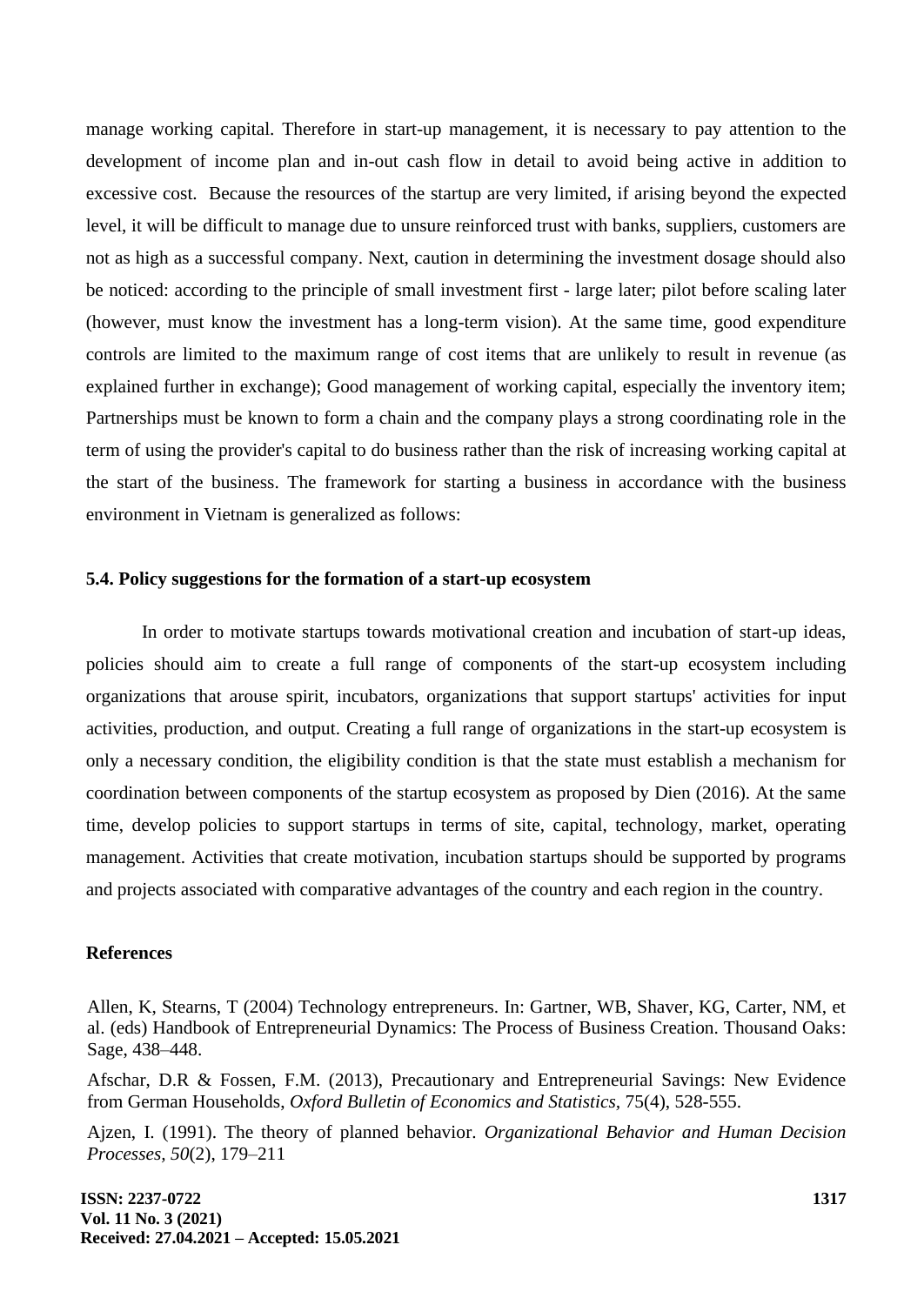manage working capital. Therefore in start-up management, it is necessary to pay attention to the development of income plan and in-out cash flow in detail to avoid being active in addition to excessive cost. Because the resources of the startup are very limited, if arising beyond the expected level, it will be difficult to manage due to unsure reinforced trust with banks, suppliers, customers are not as high as a successful company. Next, caution in determining the investment dosage should also be noticed: according to the principle of small investment first - large later; pilot before scaling later (however, must know the investment has a long-term vision). At the same time, good expenditure controls are limited to the maximum range of cost items that are unlikely to result in revenue (as explained further in exchange); Good management of working capital, especially the inventory item; Partnerships must be known to form a chain and the company plays a strong coordinating role in the term of using the provider's capital to do business rather than the risk of increasing working capital at the start of the business. The framework for starting a business in accordance with the business environment in Vietnam is generalized as follows:

### 5.4. Policy suggestions for the formation of a start-up ecosystem

In order to motivate startups towards motivational creation and incubation of start-up ideas, policies should aim to create a full range of components of the start-up ecosystem including organizations that arouse spirit, incubators, organizations that support startups' activities for input activities, production, and output. Creating a full range of organizations in the start-up ecosystem is only a necessary condition, the eligibility condition is that the state must establish a mechanism for coordination between components of the startup ecosystem as proposed by Dien (2016). At the same time, develop policies to support startups in terms of site, capital, technology, market, operating management. Activities that create motivation, incubation startups should be supported by programs and projects associated with comparative advantages of the country and each region in the country.

## References

Allen, K, Stearns, T (2004) Technology entrepreneurs. In: Gartner, WB, Shaver, KG, Carter, NM, et al. (eds) Handbook of Entrepreneurial Dynamics: The Process of Business Creation. Thousand Oaks: Sage, 438–448.

Afschar, D.R & Fossen, F.M. (2013), Precautionary and Entrepreneurial Savings: New Evidence from German Households, *Oxford Bulletin of Economics and Statistics*, 75(4), 528-555.

Ajzen, I. (1991). The theory of planned behavior. *Organizational Behavior and Human Decision Processes, 50*(2), 179–211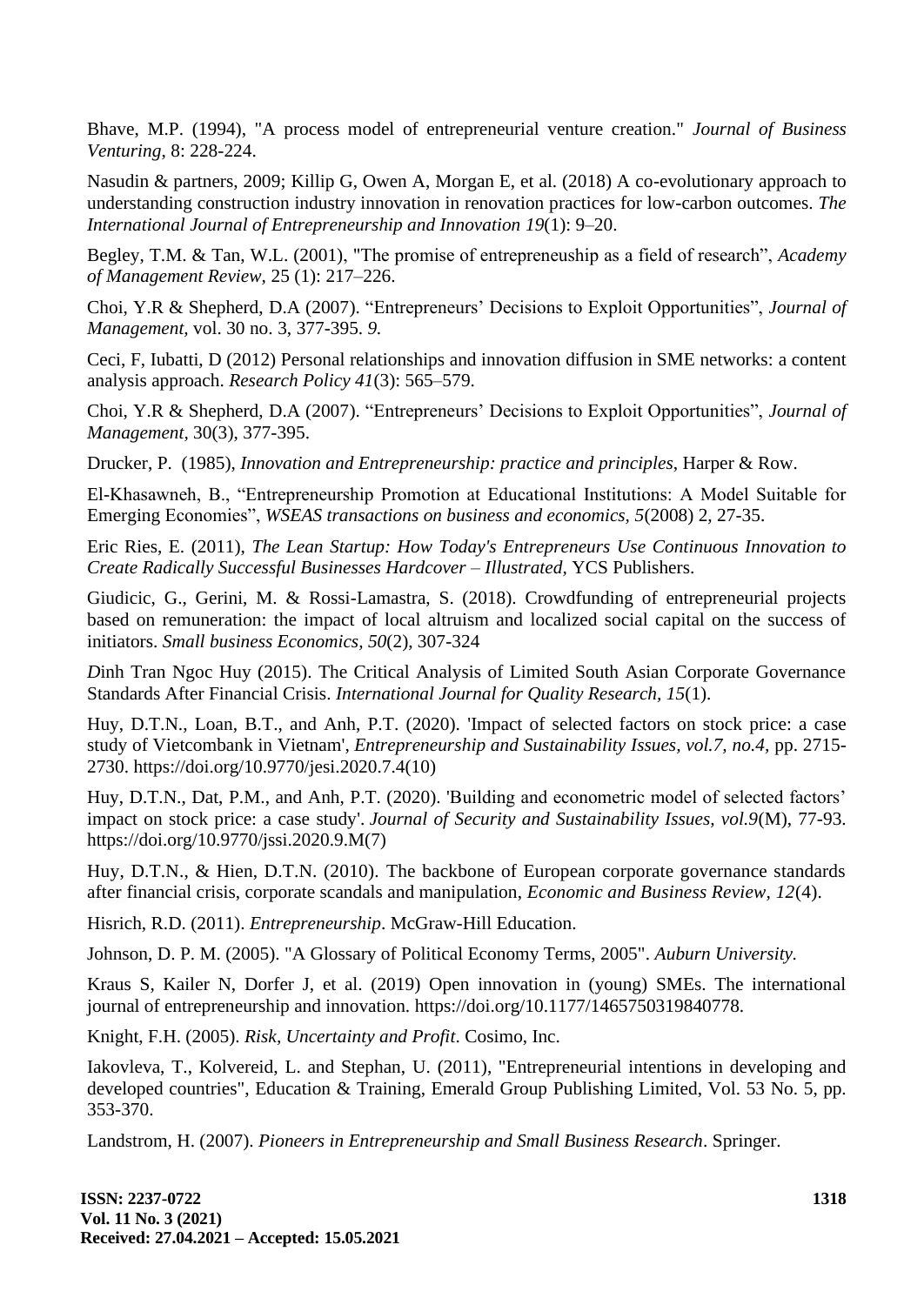Bhave, M.P. (1994), "A process model of entrepreneurial venture creation." *Journal of Business Venturing*, 8: 228-224.

Nasudin & partners, 2009; Killip G, Owen A, Morgan E, et al. (2018) A co-evolutionary approach to understanding construction industry innovation in renovation practices for low-carbon outcomes. *The International Journal of Entrepreneurship and Innovation 19*(1): 9–20.

Begley, T.M. & Tan, W.L. (2001), "The promise of entrepreneuship as a field of research", *Academy of Management Review*, 25 (1): 217–226.

Choi, Y.R & Shepherd, D.A (2007). "Entrepreneurs' Decisions to Exploit Opportunities", *Journal of Management*, vol. 30 no. 3, 377-395. *9.*

Ceci, F, Iubatti, D (2012) Personal relationships and innovation diffusion in SME networks: a content analysis approach. *Research Policy 41*(3): 565–579.

Choi, Y.R & Shepherd, D.A (2007). "Entrepreneurs' Decisions to Exploit Opportunities", *Journal of Management*, 30(3), 377-395.

Drucker, P. (1985), *Innovation and Entrepreneurship: practice and principles*, Harper & Row.

El-Khasawneh, B., "Entrepreneurship Promotion at Educational Institutions: A Model Suitable for Emerging Economies", *WSEAS transactions on business and economics, 5*(2008) 2, 27-35.

Eric Ries, E. (2011), *The Lean Startup: How Today's Entrepreneurs Use Continuous Innovation to Create Radically Successful Businesses Hardcover – Illustrated,* YCS Publishers.

Giudicic, G., Gerini, M. & Rossi-Lamastra, S. (2018). Crowdfunding of entrepreneurial projects based on remuneration: the impact of local altruism and localized social capital on the success of initiators. *Small business Economics, 50*(2), 307-324

*D*inh Tran Ngoc Huy (2015). The Critical Analysis of Limited South Asian Corporate Governance Standards After Financial Crisis. *International Journal for Quality Research, 15*(1).

Huy, D.T.N., Loan, B.T., and Anh, P.T. (2020). 'Impact of selected factors on stock price: a case study of Vietcombank in Vietnam', *Entrepreneurship and Sustainability Issues, vol.7, no.4,* pp. 2715-2730. https://doi.org/10.9770/jesi.2020.7.4(10)

Huy, D.T.N., Dat, P.M., and Anh, P.T. (2020). 'Building and econometric model of selected factors' impact on stock price: a case study'. *Journal of Security and Sustainability Issues, vol.9*(M), 77-93. https://doi.org/10.9770/jssi.2020.9.M(7)

Huy, D.T.N., & Hien, D.T.N. (2010). The backbone of European corporate governance standards after financial crisis, corporate scandals and manipulation, *Economic and Business Review, 12*(4).

Hisrich, R.D. (2011). *Entrepreneurship*. McGraw-Hill Education.

Johnson, D. P. M. (2005). "A Glossary of Political Economy Terms, 2005". *Auburn University.*

Kraus S, Kailer N, Dorfer J, et al. (2019) Open innovation in (young) SMEs. The international journal of entrepreneurship and innovation. https://doi.org/10.1177/1465750319840778.

Knight, F.H. (2005). *Risk, Uncertainty and Profit*. Cosimo, Inc.

Iakovleva, T., Kolvereid, L. and Stephan, U. (2011), "Entrepreneurial intentions in developing and developed countries", Education & Training, Emerald Group Publishing Limited, Vol. 53 No. 5, pp. 353-370.

Landstrom, H. (2007). *Pioneers in Entrepreneurship and Small Business Research*. Springer.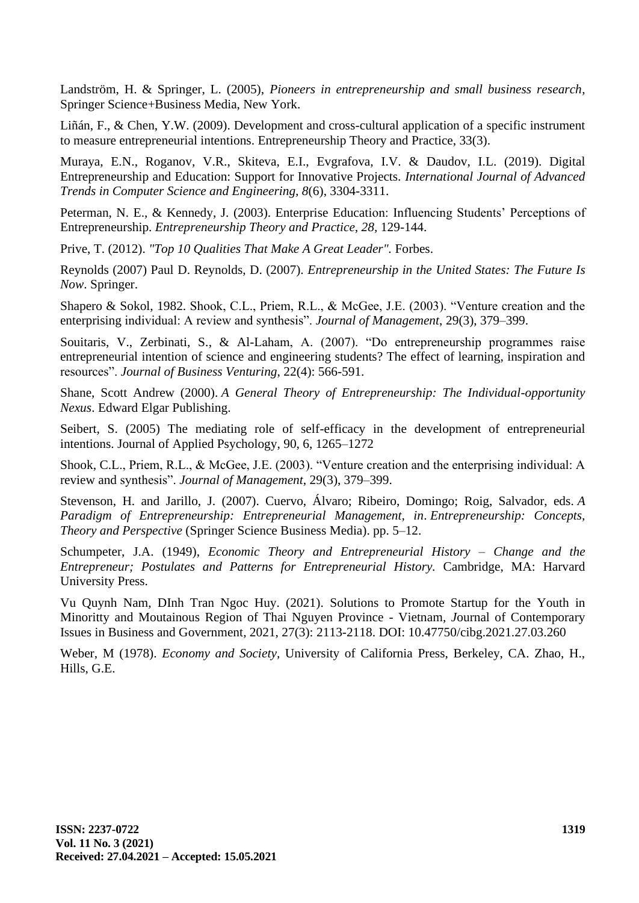Landström, H. & Springer, L. (2005), *Pioneers in entrepreneurship and small business research*, Springer Science+Business Media, New York.

Liñán, F., & Chen, Y.W. (2009). Development and cross-cultural application of a specific instrument to measure entrepreneurial intentions. Entrepreneurship Theory and Practice, 33(3).

Muraya, E.N., Roganov, V.R., Skiteva, E.I., Evgrafova, I.V. & Daudov, I.L. (2019). Digital Entrepreneurship and Education: Support for Innovative Projects. *International Journal of Advanced Trends in Computer Science and Engineering, 8*(6), 3304-3311.

Peterman, N. E., & Kennedy, J. (2003). Enterprise Education: Influencing Students' Perceptions of Entrepreneurship. *Entrepreneurship Theory and Practice, 28,* 129-144.

Prive, T. (2012). *"Top 10 Qualities That Make A Great Leader".* Forbes.

Reynolds (2007) Paul D. Reynolds, D. (2007). *Entrepreneurship in the United States: The Future Is Now*. Springer.

Shapero & Sokol, 1982. Shook, C.L., Priem, R.L., & McGee, J.E. (2003). "Venture creation and the enterprising individual: A review and synthesis". *Journal of Management*, 29(3), 379–399.

Souitaris, V., Zerbinati, S., & Al-Laham, A. (2007). "Do entrepreneurship programmes raise entrepreneurial intention of science and engineering students? The effect of learning, inspiration and resources". *Journal of Business Venturing*, 22(4): 566-591.

Shane, Scott Andrew (2000). *A General Theory of Entrepreneurship: The Individual-opportunity Nexus*. Edward Elgar Publishing.

Seibert, S. (2005) The mediating role of self-efficacy in the development of entrepreneurial intentions. Journal of Applied Psychology, 90, 6, 1265–1272

Shook, C.L., Priem, R.L., & McGee, J.E. (2003). "Venture creation and the enterprising individual: A review and synthesis". *Journal of Management*, 29(3), 379–399.

Stevenson, H. and Jarillo, J. (2007). Cuervo, Álvaro; Ribeiro, Domingo; Roig, Salvador, eds. *A Paradigm of Entrepreneurship: Entrepreneurial Management, in*. *Entrepreneurship: Concepts, Theory and Perspective* (Springer Science Business Media). pp. 5–12.

Schumpeter, J.A. (1949), *Economic Theory and Entrepreneurial History – Change and the Entrepreneur; Postulates and Patterns for Entrepreneurial History.* Cambridge, MA: Harvard University Press.

Vu Quynh Nam, DInh Tran Ngoc Huy. (2021). Solutions to Promote Startup for the Youth in Minoritty and Moutainous Region of Thai Nguyen Province - Vietnam, Journal of Contemporary Issues in Business and Government, 2021, 27(3): 2113-2118. DOI: 10.47750/cibg.2021.27.03.260

Weber, M (1978). *Economy and Society,* University of California Press, Berkeley, CA. Zhao, H., Hills, G.E.